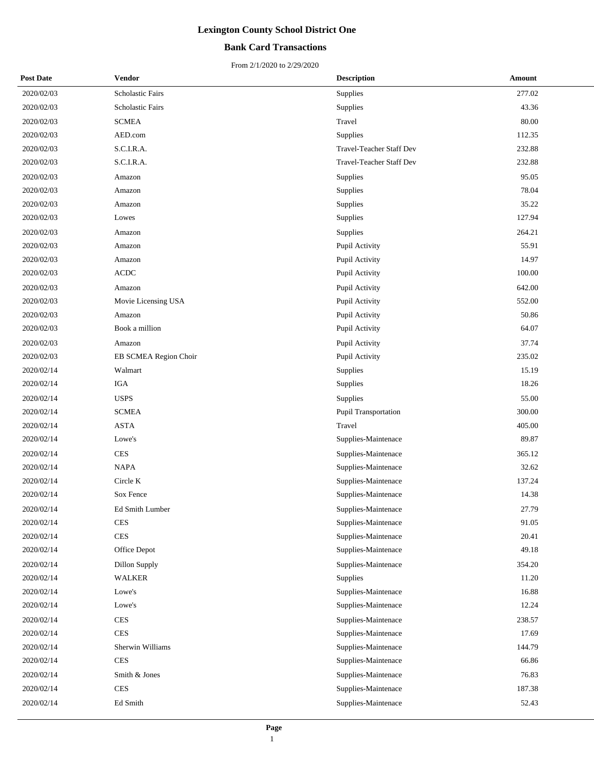# Lexington County School District One

## Bank Card Transactions

From 2/1/2020 to 2/29/2020

| Post Date | Vendor | Description | Amount |
|---|---|---|---|
| 2020/02/03 | Scholastic Fairs | Supplies | 277.02 |
| 2020/02/03 | Scholastic Fairs | Supplies | 43.36 |
| 2020/02/03 | SCMEA | Travel | 80.00 |
| 2020/02/03 | AED.com | Supplies | 112.35 |
| 2020/02/03 | S.C.I.R.A. | Travel-Teacher Staff Dev | 232.88 |
| 2020/02/03 | S.C.I.R.A. | Travel-Teacher Staff Dev | 232.88 |
| 2020/02/03 | Amazon | Supplies | 95.05 |
| 2020/02/03 | Amazon | Supplies | 78.04 |
| 2020/02/03 | Amazon | Supplies | 35.22 |
| 2020/02/03 | Lowes | Supplies | 127.94 |
| 2020/02/03 | Amazon | Supplies | 264.21 |
| 2020/02/03 | Amazon | Pupil Activity | 55.91 |
| 2020/02/03 | Amazon | Pupil Activity | 14.97 |
| 2020/02/03 | ACDC | Pupil Activity | 100.00 |
| 2020/02/03 | Amazon | Pupil Activity | 642.00 |
| 2020/02/03 | Movie Licensing USA | Pupil Activity | 552.00 |
| 2020/02/03 | Amazon | Pupil Activity | 50.86 |
| 2020/02/03 | Book a million | Pupil Activity | 64.07 |
| 2020/02/03 | Amazon | Pupil Activity | 37.74 |
| 2020/02/03 | EB SCMEA Region Choir | Pupil Activity | 235.02 |
| 2020/02/14 | Walmart | Supplies | 15.19 |
| 2020/02/14 | IGA | Supplies | 18.26 |
| 2020/02/14 | USPS | Supplies | 55.00 |
| 2020/02/14 | SCMEA | Pupil Transportation | 300.00 |
| 2020/02/14 | ASTA | Travel | 405.00 |
| 2020/02/14 | Lowe's | Supplies-Maintenace | 89.87 |
| 2020/02/14 | CES | Supplies-Maintenace | 365.12 |
| 2020/02/14 | NAPA | Supplies-Maintenace | 32.62 |
| 2020/02/14 | Circle K | Supplies-Maintenace | 137.24 |
| 2020/02/14 | Sox Fence | Supplies-Maintenace | 14.38 |
| 2020/02/14 | Ed Smith Lumber | Supplies-Maintenace | 27.79 |
| 2020/02/14 | CES | Supplies-Maintenace | 91.05 |
| 2020/02/14 | CES | Supplies-Maintenace | 20.41 |
| 2020/02/14 | Office Depot | Supplies-Maintenace | 49.18 |
| 2020/02/14 | Dillon Supply | Supplies-Maintenace | 354.20 |
| 2020/02/14 | WALKER | Supplies | 11.20 |
| 2020/02/14 | Lowe's | Supplies-Maintenace | 16.88 |
| 2020/02/14 | Lowe's | Supplies-Maintenace | 12.24 |
| 2020/02/14 | CES | Supplies-Maintenace | 238.57 |
| 2020/02/14 | CES | Supplies-Maintenace | 17.69 |
| 2020/02/14 | Sherwin Williams | Supplies-Maintenace | 144.79 |
| 2020/02/14 | CES | Supplies-Maintenace | 66.86 |
| 2020/02/14 | Smith & Jones | Supplies-Maintenace | 76.83 |
| 2020/02/14 | CES | Supplies-Maintenace | 187.38 |
| 2020/02/14 | Ed Smith | Supplies-Maintenace | 52.43 |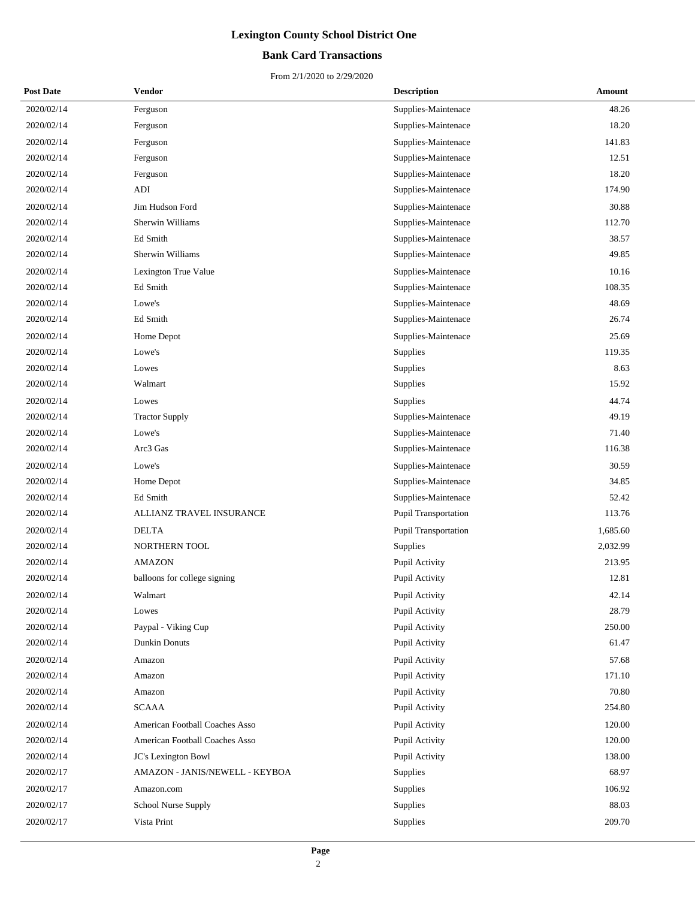# Lexington County School District One

## Bank Card Transactions

From 2/1/2020 to 2/29/2020

| Post Date | Vendor | Description | Amount |
|---|---|---|---|
| 2020/02/14 | Ferguson | Supplies-Maintenace | 48.26 |
| 2020/02/14 | Ferguson | Supplies-Maintenace | 18.20 |
| 2020/02/14 | Ferguson | Supplies-Maintenace | 141.83 |
| 2020/02/14 | Ferguson | Supplies-Maintenace | 12.51 |
| 2020/02/14 | Ferguson | Supplies-Maintenace | 18.20 |
| 2020/02/14 | ADI | Supplies-Maintenace | 174.90 |
| 2020/02/14 | Jim Hudson Ford | Supplies-Maintenace | 30.88 |
| 2020/02/14 | Sherwin Williams | Supplies-Maintenace | 112.70 |
| 2020/02/14 | Ed Smith | Supplies-Maintenace | 38.57 |
| 2020/02/14 | Sherwin Williams | Supplies-Maintenace | 49.85 |
| 2020/02/14 | Lexington True Value | Supplies-Maintenace | 10.16 |
| 2020/02/14 | Ed Smith | Supplies-Maintenace | 108.35 |
| 2020/02/14 | Lowe's | Supplies-Maintenace | 48.69 |
| 2020/02/14 | Ed Smith | Supplies-Maintenace | 26.74 |
| 2020/02/14 | Home Depot | Supplies-Maintenace | 25.69 |
| 2020/02/14 | Lowe's | Supplies | 119.35 |
| 2020/02/14 | Lowes | Supplies | 8.63 |
| 2020/02/14 | Walmart | Supplies | 15.92 |
| 2020/02/14 | Lowes | Supplies | 44.74 |
| 2020/02/14 | Tractor Supply | Supplies-Maintenace | 49.19 |
| 2020/02/14 | Lowe's | Supplies-Maintenace | 71.40 |
| 2020/02/14 | Arc3 Gas | Supplies-Maintenace | 116.38 |
| 2020/02/14 | Lowe's | Supplies-Maintenace | 30.59 |
| 2020/02/14 | Home Depot | Supplies-Maintenace | 34.85 |
| 2020/02/14 | Ed Smith | Supplies-Maintenace | 52.42 |
| 2020/02/14 | ALLIANZ TRAVEL INSURANCE | Pupil Transportation | 113.76 |
| 2020/02/14 | DELTA | Pupil Transportation | 1,685.60 |
| 2020/02/14 | NORTHERN TOOL | Supplies | 2,032.99 |
| 2020/02/14 | AMAZON | Pupil Activity | 213.95 |
| 2020/02/14 | balloons for college signing | Pupil Activity | 12.81 |
| 2020/02/14 | Walmart | Pupil Activity | 42.14 |
| 2020/02/14 | Lowes | Pupil Activity | 28.79 |
| 2020/02/14 | Paypal - Viking Cup | Pupil Activity | 250.00 |
| 2020/02/14 | Dunkin Donuts | Pupil Activity | 61.47 |
| 2020/02/14 | Amazon | Pupil Activity | 57.68 |
| 2020/02/14 | Amazon | Pupil Activity | 171.10 |
| 2020/02/14 | Amazon | Pupil Activity | 70.80 |
| 2020/02/14 | SCAAA | Pupil Activity | 254.80 |
| 2020/02/14 | American Football Coaches Asso | Pupil Activity | 120.00 |
| 2020/02/14 | American Football Coaches Asso | Pupil Activity | 120.00 |
| 2020/02/14 | JC's Lexington Bowl | Pupil Activity | 138.00 |
| 2020/02/17 | AMAZON - JANIS/NEWELL - KEYBOA | Supplies | 68.97 |
| 2020/02/17 | Amazon.com | Supplies | 106.92 |
| 2020/02/17 | School Nurse Supply | Supplies | 88.03 |
| 2020/02/17 | Vista Print | Supplies | 209.70 |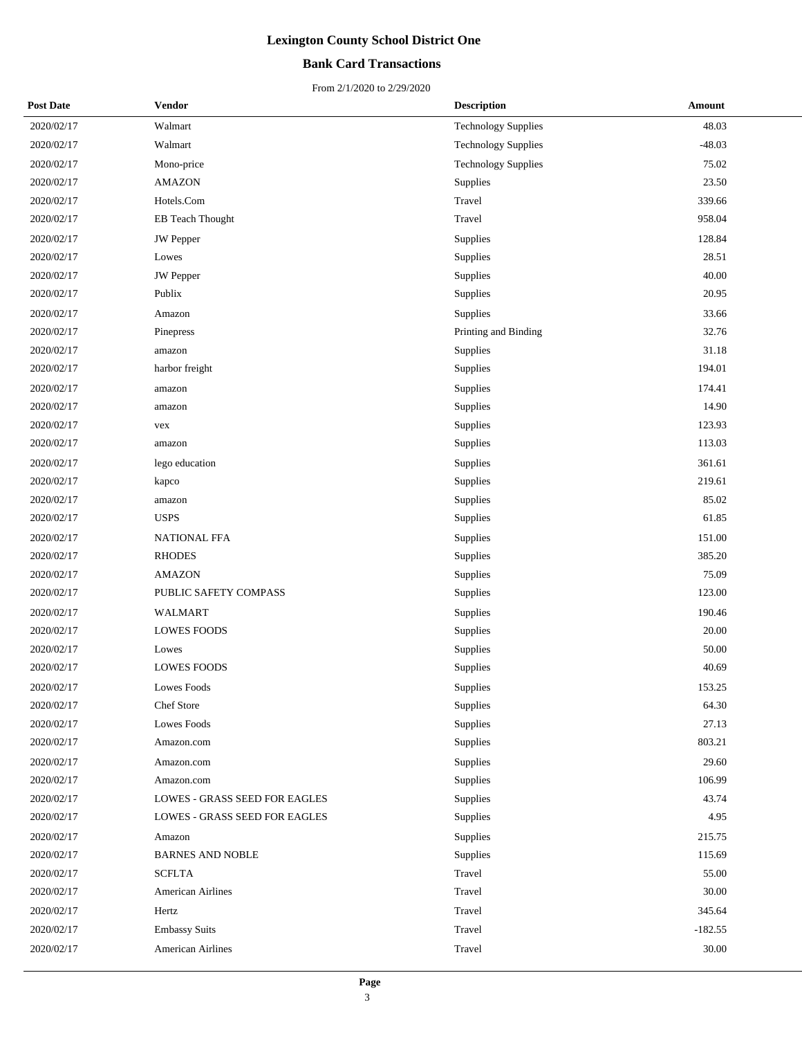# Lexington County School District One

## Bank Card Transactions

From 2/1/2020 to 2/29/2020

| Post Date | Vendor | Description | Amount |
|---|---|---|---|
| 2020/02/17 | Walmart | Technology Supplies | 48.03 |
| 2020/02/17 | Walmart | Technology Supplies | -48.03 |
| 2020/02/17 | Mono-price | Technology Supplies | 75.02 |
| 2020/02/17 | AMAZON | Supplies | 23.50 |
| 2020/02/17 | Hotels.Com | Travel | 339.66 |
| 2020/02/17 | EB Teach Thought | Travel | 958.04 |
| 2020/02/17 | JW Pepper | Supplies | 128.84 |
| 2020/02/17 | Lowes | Supplies | 28.51 |
| 2020/02/17 | JW Pepper | Supplies | 40.00 |
| 2020/02/17 | Publix | Supplies | 20.95 |
| 2020/02/17 | Amazon | Supplies | 33.66 |
| 2020/02/17 | Pinepress | Printing and Binding | 32.76 |
| 2020/02/17 | amazon | Supplies | 31.18 |
| 2020/02/17 | harbor freight | Supplies | 194.01 |
| 2020/02/17 | amazon | Supplies | 174.41 |
| 2020/02/17 | amazon | Supplies | 14.90 |
| 2020/02/17 | vex | Supplies | 123.93 |
| 2020/02/17 | amazon | Supplies | 113.03 |
| 2020/02/17 | lego education | Supplies | 361.61 |
| 2020/02/17 | kapco | Supplies | 219.61 |
| 2020/02/17 | amazon | Supplies | 85.02 |
| 2020/02/17 | USPS | Supplies | 61.85 |
| 2020/02/17 | NATIONAL FFA | Supplies | 151.00 |
| 2020/02/17 | RHODES | Supplies | 385.20 |
| 2020/02/17 | AMAZON | Supplies | 75.09 |
| 2020/02/17 | PUBLIC SAFETY COMPASS | Supplies | 123.00 |
| 2020/02/17 | WALMART | Supplies | 190.46 |
| 2020/02/17 | LOWES FOODS | Supplies | 20.00 |
| 2020/02/17 | Lowes | Supplies | 50.00 |
| 2020/02/17 | LOWES FOODS | Supplies | 40.69 |
| 2020/02/17 | Lowes Foods | Supplies | 153.25 |
| 2020/02/17 | Chef Store | Supplies | 64.30 |
| 2020/02/17 | Lowes Foods | Supplies | 27.13 |
| 2020/02/17 | Amazon.com | Supplies | 803.21 |
| 2020/02/17 | Amazon.com | Supplies | 29.60 |
| 2020/02/17 | Amazon.com | Supplies | 106.99 |
| 2020/02/17 | LOWES - GRASS SEED FOR EAGLES | Supplies | 43.74 |
| 2020/02/17 | LOWES - GRASS SEED FOR EAGLES | Supplies | 4.95 |
| 2020/02/17 | Amazon | Supplies | 215.75 |
| 2020/02/17 | BARNES AND NOBLE | Supplies | 115.69 |
| 2020/02/17 | SCFLTA | Travel | 55.00 |
| 2020/02/17 | American Airlines | Travel | 30.00 |
| 2020/02/17 | Hertz | Travel | 345.64 |
| 2020/02/17 | Embassy Suits | Travel | -182.55 |
| 2020/02/17 | American Airlines | Travel | 30.00 |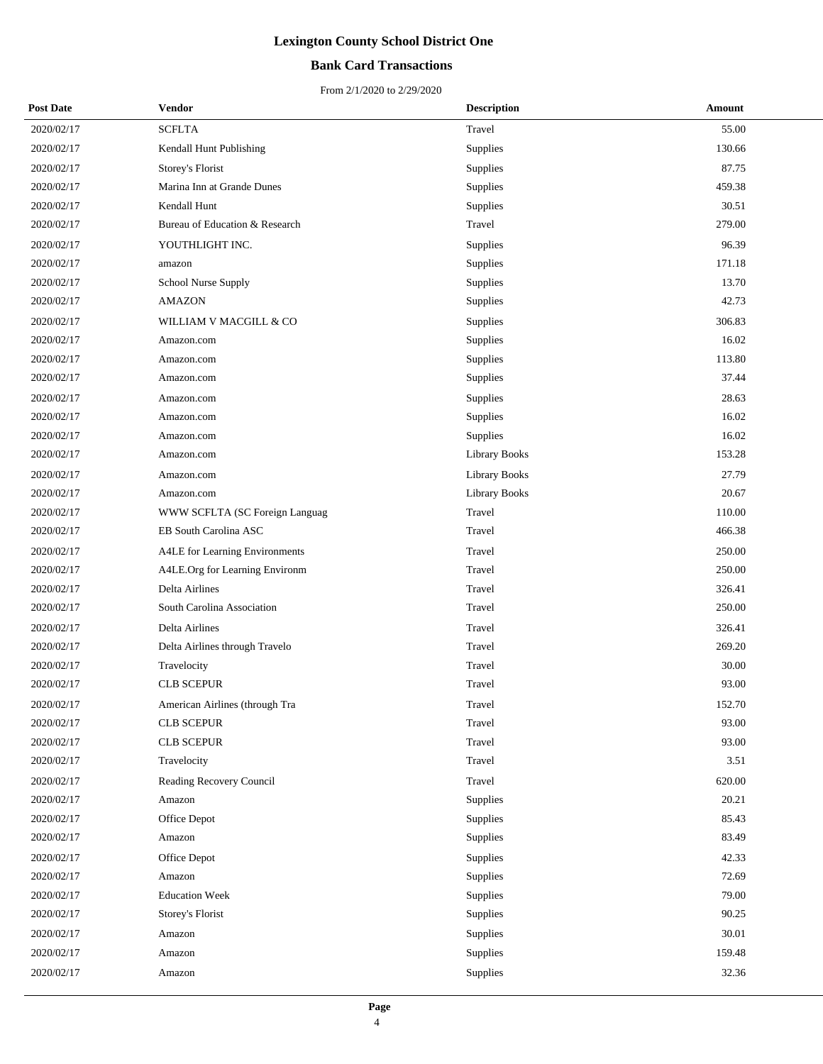# Lexington County School District One

## Bank Card Transactions

From 2/1/2020 to 2/29/2020

| Post Date | Vendor | Description | Amount |
|---|---|---|---|
| 2020/02/17 | SCFLTA | Travel | 55.00 |
| 2020/02/17 | Kendall Hunt Publishing | Supplies | 130.66 |
| 2020/02/17 | Storey's Florist | Supplies | 87.75 |
| 2020/02/17 | Marina Inn at Grande Dunes | Supplies | 459.38 |
| 2020/02/17 | Kendall Hunt | Supplies | 30.51 |
| 2020/02/17 | Bureau of Education & Research | Travel | 279.00 |
| 2020/02/17 | YOUTHLIGHT INC. | Supplies | 96.39 |
| 2020/02/17 | amazon | Supplies | 171.18 |
| 2020/02/17 | School Nurse Supply | Supplies | 13.70 |
| 2020/02/17 | AMAZON | Supplies | 42.73 |
| 2020/02/17 | WILLIAM V MACGILL & CO | Supplies | 306.83 |
| 2020/02/17 | Amazon.com | Supplies | 16.02 |
| 2020/02/17 | Amazon.com | Supplies | 113.80 |
| 2020/02/17 | Amazon.com | Supplies | 37.44 |
| 2020/02/17 | Amazon.com | Supplies | 28.63 |
| 2020/02/17 | Amazon.com | Supplies | 16.02 |
| 2020/02/17 | Amazon.com | Supplies | 16.02 |
| 2020/02/17 | Amazon.com | Library Books | 153.28 |
| 2020/02/17 | Amazon.com | Library Books | 27.79 |
| 2020/02/17 | Amazon.com | Library Books | 20.67 |
| 2020/02/17 | WWW SCFLTA (SC Foreign Languag | Travel | 110.00 |
| 2020/02/17 | EB South Carolina ASC | Travel | 466.38 |
| 2020/02/17 | A4LE for Learning Environments | Travel | 250.00 |
| 2020/02/17 | A4LE.Org for Learning Environm | Travel | 250.00 |
| 2020/02/17 | Delta Airlines | Travel | 326.41 |
| 2020/02/17 | South Carolina Association | Travel | 250.00 |
| 2020/02/17 | Delta Airlines | Travel | 326.41 |
| 2020/02/17 | Delta Airlines through Travelo | Travel | 269.20 |
| 2020/02/17 | Travelocity | Travel | 30.00 |
| 2020/02/17 | CLB SCEPUR | Travel | 93.00 |
| 2020/02/17 | American Airlines (through Tra | Travel | 152.70 |
| 2020/02/17 | CLB SCEPUR | Travel | 93.00 |
| 2020/02/17 | CLB SCEPUR | Travel | 93.00 |
| 2020/02/17 | Travelocity | Travel | 3.51 |
| 2020/02/17 | Reading Recovery Council | Travel | 620.00 |
| 2020/02/17 | Amazon | Supplies | 20.21 |
| 2020/02/17 | Office Depot | Supplies | 85.43 |
| 2020/02/17 | Amazon | Supplies | 83.49 |
| 2020/02/17 | Office Depot | Supplies | 42.33 |
| 2020/02/17 | Amazon | Supplies | 72.69 |
| 2020/02/17 | Education Week | Supplies | 79.00 |
| 2020/02/17 | Storey's Florist | Supplies | 90.25 |
| 2020/02/17 | Amazon | Supplies | 30.01 |
| 2020/02/17 | Amazon | Supplies | 159.48 |
| 2020/02/17 | Amazon | Supplies | 32.36 |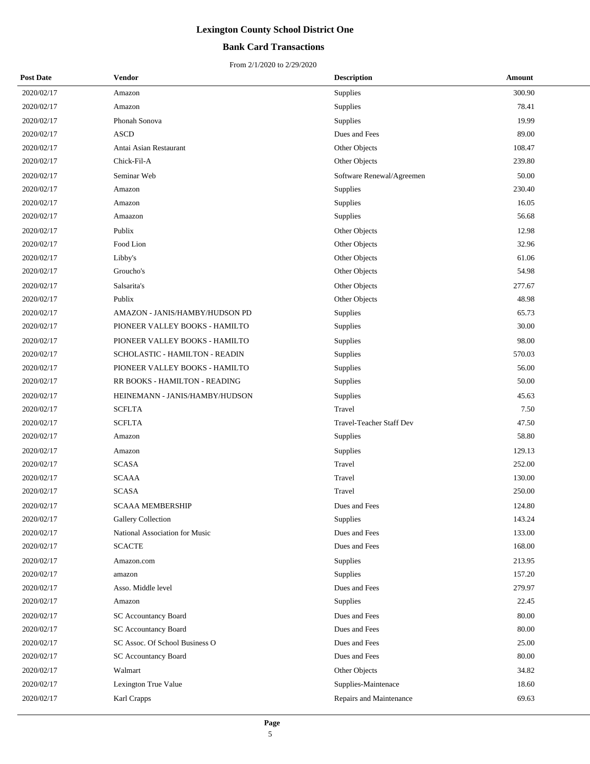# Lexington County School District One

## Bank Card Transactions

From 2/1/2020 to 2/29/2020

| Post Date | Vendor | Description | Amount |
|---|---|---|---|
| 2020/02/17 | Amazon | Supplies | 300.90 |
| 2020/02/17 | Amazon | Supplies | 78.41 |
| 2020/02/17 | Phonah Sonova | Supplies | 19.99 |
| 2020/02/17 | ASCD | Dues and Fees | 89.00 |
| 2020/02/17 | Antai Asian Restaurant | Other Objects | 108.47 |
| 2020/02/17 | Chick-Fil-A | Other Objects | 239.80 |
| 2020/02/17 | Seminar Web | Software Renewal/Agreemen | 50.00 |
| 2020/02/17 | Amazon | Supplies | 230.40 |
| 2020/02/17 | Amazon | Supplies | 16.05 |
| 2020/02/17 | Amaazon | Supplies | 56.68 |
| 2020/02/17 | Publix | Other Objects | 12.98 |
| 2020/02/17 | Food Lion | Other Objects | 32.96 |
| 2020/02/17 | Libby's | Other Objects | 61.06 |
| 2020/02/17 | Groucho's | Other Objects | 54.98 |
| 2020/02/17 | Salsarita's | Other Objects | 277.67 |
| 2020/02/17 | Publix | Other Objects | 48.98 |
| 2020/02/17 | AMAZON - JANIS/HAMBY/HUDSON PD | Supplies | 65.73 |
| 2020/02/17 | PIONEER VALLEY BOOKS - HAMILTO | Supplies | 30.00 |
| 2020/02/17 | PIONEER VALLEY BOOKS - HAMILTO | Supplies | 98.00 |
| 2020/02/17 | SCHOLASTIC - HAMILTON - READIN | Supplies | 570.03 |
| 2020/02/17 | PIONEER VALLEY BOOKS - HAMILTO | Supplies | 56.00 |
| 2020/02/17 | RR BOOKS - HAMILTON - READING | Supplies | 50.00 |
| 2020/02/17 | HEINEMANN - JANIS/HAMBY/HUDSON | Supplies | 45.63 |
| 2020/02/17 | SCFLTA | Travel | 7.50 |
| 2020/02/17 | SCFLTA | Travel-Teacher Staff Dev | 47.50 |
| 2020/02/17 | Amazon | Supplies | 58.80 |
| 2020/02/17 | Amazon | Supplies | 129.13 |
| 2020/02/17 | SCASA | Travel | 252.00 |
| 2020/02/17 | SCAAA | Travel | 130.00 |
| 2020/02/17 | SCASA | Travel | 250.00 |
| 2020/02/17 | SCAAA MEMBERSHIP | Dues and Fees | 124.80 |
| 2020/02/17 | Gallery Collection | Supplies | 143.24 |
| 2020/02/17 | National Association for Music | Dues and Fees | 133.00 |
| 2020/02/17 | SCACTE | Dues and Fees | 168.00 |
| 2020/02/17 | Amazon.com | Supplies | 213.95 |
| 2020/02/17 | amazon | Supplies | 157.20 |
| 2020/02/17 | Asso. Middle level | Dues and Fees | 279.97 |
| 2020/02/17 | Amazon | Supplies | 22.45 |
| 2020/02/17 | SC Accountancy Board | Dues and Fees | 80.00 |
| 2020/02/17 | SC Accountancy Board | Dues and Fees | 80.00 |
| 2020/02/17 | SC Assoc. Of School Business O | Dues and Fees | 25.00 |
| 2020/02/17 | SC Accountancy Board | Dues and Fees | 80.00 |
| 2020/02/17 | Walmart | Other Objects | 34.82 |
| 2020/02/17 | Lexington True Value | Supplies-Maintenace | 18.60 |
| 2020/02/17 | Karl Crapps | Repairs and Maintenance | 69.63 |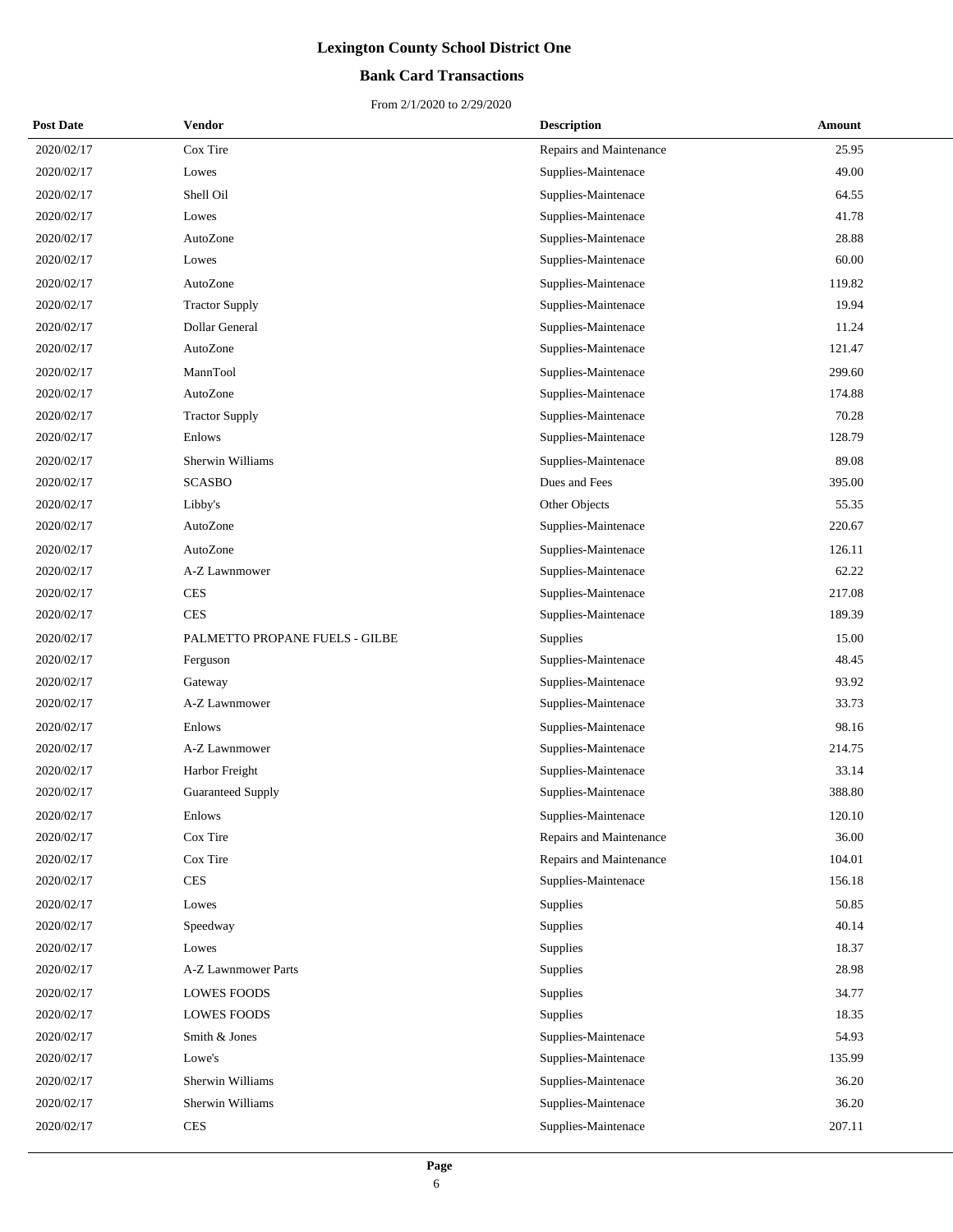# Lexington County School District One

## Bank Card Transactions

From 2/1/2020 to 2/29/2020

| Post Date | Vendor | Description | Amount |
|---|---|---|---|
| 2020/02/17 | Cox Tire | Repairs and Maintenance | 25.95 |
| 2020/02/17 | Lowes | Supplies-Maintenace | 49.00 |
| 2020/02/17 | Shell Oil | Supplies-Maintenace | 64.55 |
| 2020/02/17 | Lowes | Supplies-Maintenace | 41.78 |
| 2020/02/17 | AutoZone | Supplies-Maintenace | 28.88 |
| 2020/02/17 | Lowes | Supplies-Maintenace | 60.00 |
| 2020/02/17 | AutoZone | Supplies-Maintenace | 119.82 |
| 2020/02/17 | Tractor Supply | Supplies-Maintenace | 19.94 |
| 2020/02/17 | Dollar General | Supplies-Maintenace | 11.24 |
| 2020/02/17 | AutoZone | Supplies-Maintenace | 121.47 |
| 2020/02/17 | MannTool | Supplies-Maintenace | 299.60 |
| 2020/02/17 | AutoZone | Supplies-Maintenace | 174.88 |
| 2020/02/17 | Tractor Supply | Supplies-Maintenace | 70.28 |
| 2020/02/17 | Enlows | Supplies-Maintenace | 128.79 |
| 2020/02/17 | Sherwin Williams | Supplies-Maintenace | 89.08 |
| 2020/02/17 | SCASBO | Dues and Fees | 395.00 |
| 2020/02/17 | Libby's | Other Objects | 55.35 |
| 2020/02/17 | AutoZone | Supplies-Maintenace | 220.67 |
| 2020/02/17 | AutoZone | Supplies-Maintenace | 126.11 |
| 2020/02/17 | A-Z Lawnmower | Supplies-Maintenace | 62.22 |
| 2020/02/17 | CES | Supplies-Maintenace | 217.08 |
| 2020/02/17 | CES | Supplies-Maintenace | 189.39 |
| 2020/02/17 | PALMETTO PROPANE FUELS - GILBE | Supplies | 15.00 |
| 2020/02/17 | Ferguson | Supplies-Maintenace | 48.45 |
| 2020/02/17 | Gateway | Supplies-Maintenace | 93.92 |
| 2020/02/17 | A-Z Lawnmower | Supplies-Maintenace | 33.73 |
| 2020/02/17 | Enlows | Supplies-Maintenace | 98.16 |
| 2020/02/17 | A-Z Lawnmower | Supplies-Maintenace | 214.75 |
| 2020/02/17 | Harbor Freight | Supplies-Maintenace | 33.14 |
| 2020/02/17 | Guaranteed Supply | Supplies-Maintenace | 388.80 |
| 2020/02/17 | Enlows | Supplies-Maintenace | 120.10 |
| 2020/02/17 | Cox Tire | Repairs and Maintenance | 36.00 |
| 2020/02/17 | Cox Tire | Repairs and Maintenance | 104.01 |
| 2020/02/17 | CES | Supplies-Maintenace | 156.18 |
| 2020/02/17 | Lowes | Supplies | 50.85 |
| 2020/02/17 | Speedway | Supplies | 40.14 |
| 2020/02/17 | Lowes | Supplies | 18.37 |
| 2020/02/17 | A-Z Lawnmower Parts | Supplies | 28.98 |
| 2020/02/17 | LOWES FOODS | Supplies | 34.77 |
| 2020/02/17 | LOWES FOODS | Supplies | 18.35 |
| 2020/02/17 | Smith & Jones | Supplies-Maintenace | 54.93 |
| 2020/02/17 | Lowe's | Supplies-Maintenace | 135.99 |
| 2020/02/17 | Sherwin Williams | Supplies-Maintenace | 36.20 |
| 2020/02/17 | Sherwin Williams | Supplies-Maintenace | 36.20 |
| 2020/02/17 | CES | Supplies-Maintenace | 207.11 |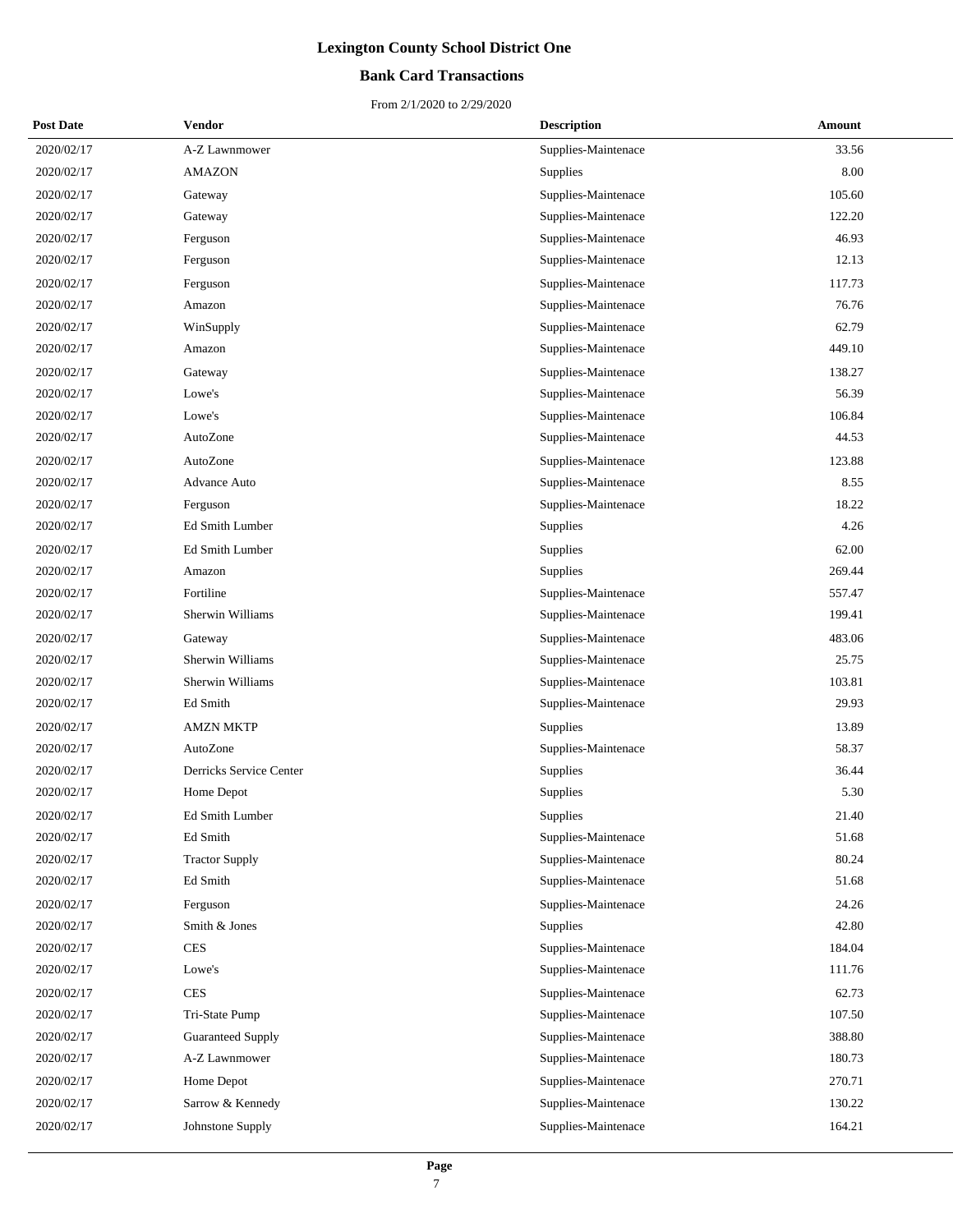# Lexington County School District One

## Bank Card Transactions

From 2/1/2020 to 2/29/2020

| Post Date | Vendor | Description | Amount |
|---|---|---|---|
| 2020/02/17 | A-Z Lawnmower | Supplies-Maintenace | 33.56 |
| 2020/02/17 | AMAZON | Supplies | 8.00 |
| 2020/02/17 | Gateway | Supplies-Maintenace | 105.60 |
| 2020/02/17 | Gateway | Supplies-Maintenace | 122.20 |
| 2020/02/17 | Ferguson | Supplies-Maintenace | 46.93 |
| 2020/02/17 | Ferguson | Supplies-Maintenace | 12.13 |
| 2020/02/17 | Ferguson | Supplies-Maintenace | 117.73 |
| 2020/02/17 | Amazon | Supplies-Maintenace | 76.76 |
| 2020/02/17 | WinSupply | Supplies-Maintenace | 62.79 |
| 2020/02/17 | Amazon | Supplies-Maintenace | 449.10 |
| 2020/02/17 | Gateway | Supplies-Maintenace | 138.27 |
| 2020/02/17 | Lowe's | Supplies-Maintenace | 56.39 |
| 2020/02/17 | Lowe's | Supplies-Maintenace | 106.84 |
| 2020/02/17 | AutoZone | Supplies-Maintenace | 44.53 |
| 2020/02/17 | AutoZone | Supplies-Maintenace | 123.88 |
| 2020/02/17 | Advance Auto | Supplies-Maintenace | 8.55 |
| 2020/02/17 | Ferguson | Supplies-Maintenace | 18.22 |
| 2020/02/17 | Ed Smith Lumber | Supplies | 4.26 |
| 2020/02/17 | Ed Smith Lumber | Supplies | 62.00 |
| 2020/02/17 | Amazon | Supplies | 269.44 |
| 2020/02/17 | Fortiline | Supplies-Maintenace | 557.47 |
| 2020/02/17 | Sherwin Williams | Supplies-Maintenace | 199.41 |
| 2020/02/17 | Gateway | Supplies-Maintenace | 483.06 |
| 2020/02/17 | Sherwin Williams | Supplies-Maintenace | 25.75 |
| 2020/02/17 | Sherwin Williams | Supplies-Maintenace | 103.81 |
| 2020/02/17 | Ed Smith | Supplies-Maintenace | 29.93 |
| 2020/02/17 | AMZN MKTP | Supplies | 13.89 |
| 2020/02/17 | AutoZone | Supplies-Maintenace | 58.37 |
| 2020/02/17 | Derricks Service Center | Supplies | 36.44 |
| 2020/02/17 | Home Depot | Supplies | 5.30 |
| 2020/02/17 | Ed Smith Lumber | Supplies | 21.40 |
| 2020/02/17 | Ed Smith | Supplies-Maintenace | 51.68 |
| 2020/02/17 | Tractor Supply | Supplies-Maintenace | 80.24 |
| 2020/02/17 | Ed Smith | Supplies-Maintenace | 51.68 |
| 2020/02/17 | Ferguson | Supplies-Maintenace | 24.26 |
| 2020/02/17 | Smith & Jones | Supplies | 42.80 |
| 2020/02/17 | CES | Supplies-Maintenace | 184.04 |
| 2020/02/17 | Lowe's | Supplies-Maintenace | 111.76 |
| 2020/02/17 | CES | Supplies-Maintenace | 62.73 |
| 2020/02/17 | Tri-State Pump | Supplies-Maintenace | 107.50 |
| 2020/02/17 | Guaranteed Supply | Supplies-Maintenace | 388.80 |
| 2020/02/17 | A-Z Lawnmower | Supplies-Maintenace | 180.73 |
| 2020/02/17 | Home Depot | Supplies-Maintenace | 270.71 |
| 2020/02/17 | Sarrow & Kennedy | Supplies-Maintenace | 130.22 |
| 2020/02/17 | Johnstone Supply | Supplies-Maintenace | 164.21 |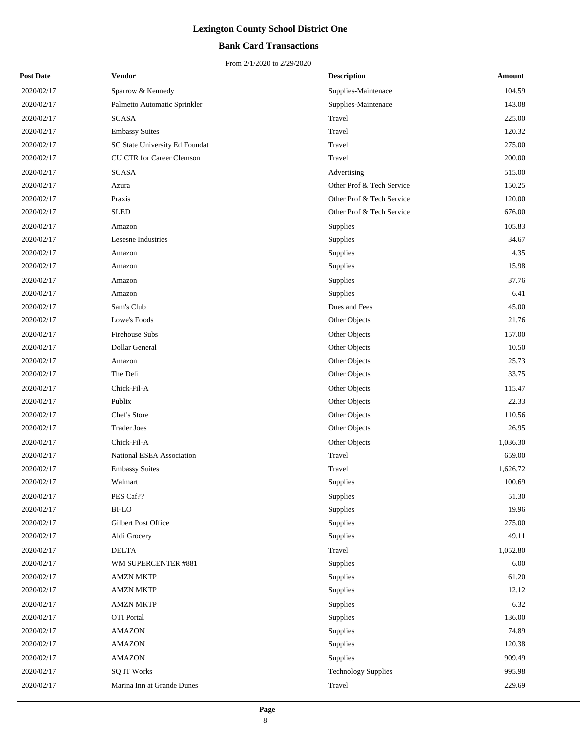# Lexington County School District One

## Bank Card Transactions

From 2/1/2020 to 2/29/2020

| Post Date | Vendor | Description | Amount |
|---|---|---|---|
| 2020/02/17 | Sparrow & Kennedy | Supplies-Maintenace | 104.59 |
| 2020/02/17 | Palmetto Automatic Sprinkler | Supplies-Maintenace | 143.08 |
| 2020/02/17 | SCASA | Travel | 225.00 |
| 2020/02/17 | Embassy Suites | Travel | 120.32 |
| 2020/02/17 | SC State University Ed Foundat | Travel | 275.00 |
| 2020/02/17 | CU CTR for Career Clemson | Travel | 200.00 |
| 2020/02/17 | SCASA | Advertising | 515.00 |
| 2020/02/17 | Azura | Other Prof & Tech Service | 150.25 |
| 2020/02/17 | Praxis | Other Prof & Tech Service | 120.00 |
| 2020/02/17 | SLED | Other Prof & Tech Service | 676.00 |
| 2020/02/17 | Amazon | Supplies | 105.83 |
| 2020/02/17 | Lesesne Industries | Supplies | 34.67 |
| 2020/02/17 | Amazon | Supplies | 4.35 |
| 2020/02/17 | Amazon | Supplies | 15.98 |
| 2020/02/17 | Amazon | Supplies | 37.76 |
| 2020/02/17 | Amazon | Supplies | 6.41 |
| 2020/02/17 | Sam's Club | Dues and Fees | 45.00 |
| 2020/02/17 | Lowe's Foods | Other Objects | 21.76 |
| 2020/02/17 | Firehouse Subs | Other Objects | 157.00 |
| 2020/02/17 | Dollar General | Other Objects | 10.50 |
| 2020/02/17 | Amazon | Other Objects | 25.73 |
| 2020/02/17 | The Deli | Other Objects | 33.75 |
| 2020/02/17 | Chick-Fil-A | Other Objects | 115.47 |
| 2020/02/17 | Publix | Other Objects | 22.33 |
| 2020/02/17 | Chef's Store | Other Objects | 110.56 |
| 2020/02/17 | Trader Joes | Other Objects | 26.95 |
| 2020/02/17 | Chick-Fil-A | Other Objects | 1,036.30 |
| 2020/02/17 | National ESEA Association | Travel | 659.00 |
| 2020/02/17 | Embassy Suites | Travel | 1,626.72 |
| 2020/02/17 | Walmart | Supplies | 100.69 |
| 2020/02/17 | PES Caf?? | Supplies | 51.30 |
| 2020/02/17 | BI-LO | Supplies | 19.96 |
| 2020/02/17 | Gilbert Post Office | Supplies | 275.00 |
| 2020/02/17 | Aldi Grocery | Supplies | 49.11 |
| 2020/02/17 | DELTA | Travel | 1,052.80 |
| 2020/02/17 | WM SUPERCENTER #881 | Supplies | 6.00 |
| 2020/02/17 | AMZN MKTP | Supplies | 61.20 |
| 2020/02/17 | AMZN MKTP | Supplies | 12.12 |
| 2020/02/17 | AMZN MKTP | Supplies | 6.32 |
| 2020/02/17 | OTI Portal | Supplies | 136.00 |
| 2020/02/17 | AMAZON | Supplies | 74.89 |
| 2020/02/17 | AMAZON | Supplies | 120.38 |
| 2020/02/17 | AMAZON | Supplies | 909.49 |
| 2020/02/17 | SQ IT Works | Technology Supplies | 995.98 |
| 2020/02/17 | Marina Inn at Grande Dunes | Travel | 229.69 |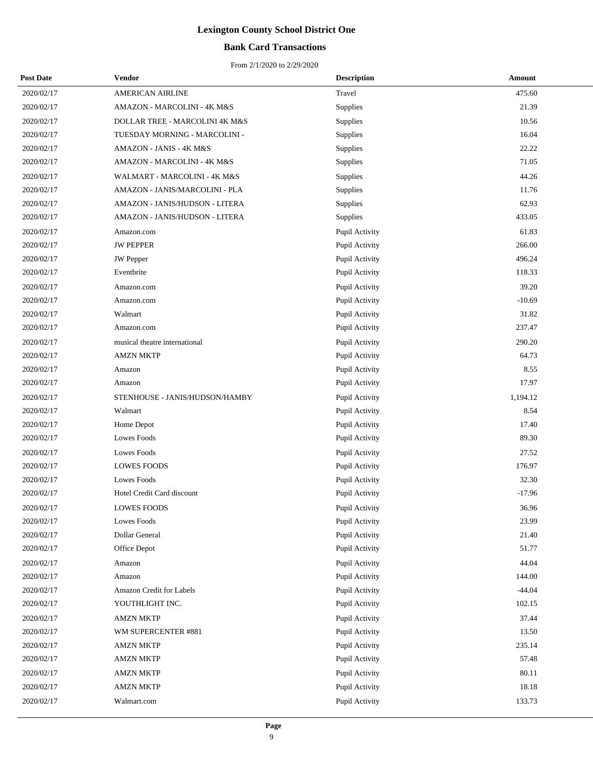# Lexington County School District One

## Bank Card Transactions

From 2/1/2020 to 2/29/2020

| Post Date | Vendor | Description | Amount |
|---|---|---|---|
| 2020/02/17 | AMERICAN AIRLINE | Travel | 475.60 |
| 2020/02/17 | AMAZON - MARCOLINI - 4K M&S | Supplies | 21.39 |
| 2020/02/17 | DOLLAR TREE - MARCOLINI 4K M&S | Supplies | 10.56 |
| 2020/02/17 | TUESDAY MORNING - MARCOLINI - | Supplies | 16.04 |
| 2020/02/17 | AMAZON - JANIS - 4K M&S | Supplies | 22.22 |
| 2020/02/17 | AMAZON - MARCOLINI - 4K M&S | Supplies | 71.05 |
| 2020/02/17 | WALMART - MARCOLINI - 4K M&S | Supplies | 44.26 |
| 2020/02/17 | AMAZON - JANIS/MARCOLINI - PLA | Supplies | 11.76 |
| 2020/02/17 | AMAZON - JANIS/HUDSON - LITERA | Supplies | 62.93 |
| 2020/02/17 | AMAZON - JANIS/HUDSON - LITERA | Supplies | 433.05 |
| 2020/02/17 | Amazon.com | Pupil Activity | 61.83 |
| 2020/02/17 | JW PEPPER | Pupil Activity | 266.00 |
| 2020/02/17 | JW Pepper | Pupil Activity | 496.24 |
| 2020/02/17 | Eventbrite | Pupil Activity | 118.33 |
| 2020/02/17 | Amazon.com | Pupil Activity | 39.20 |
| 2020/02/17 | Amazon.com | Pupil Activity | -10.69 |
| 2020/02/17 | Walmart | Pupil Activity | 31.82 |
| 2020/02/17 | Amazon.com | Pupil Activity | 237.47 |
| 2020/02/17 | musical theatre international | Pupil Activity | 290.20 |
| 2020/02/17 | AMZN MKTP | Pupil Activity | 64.73 |
| 2020/02/17 | Amazon | Pupil Activity | 8.55 |
| 2020/02/17 | Amazon | Pupil Activity | 17.97 |
| 2020/02/17 | STENHOUSE - JANIS/HUDSON/HAMBY | Pupil Activity | 1,194.12 |
| 2020/02/17 | Walmart | Pupil Activity | 8.54 |
| 2020/02/17 | Home Depot | Pupil Activity | 17.40 |
| 2020/02/17 | Lowes Foods | Pupil Activity | 89.30 |
| 2020/02/17 | Lowes Foods | Pupil Activity | 27.52 |
| 2020/02/17 | LOWES FOODS | Pupil Activity | 176.97 |
| 2020/02/17 | Lowes Foods | Pupil Activity | 32.30 |
| 2020/02/17 | Hotel Credit Card discount | Pupil Activity | -17.96 |
| 2020/02/17 | LOWES FOODS | Pupil Activity | 36.96 |
| 2020/02/17 | Lowes Foods | Pupil Activity | 23.99 |
| 2020/02/17 | Dollar General | Pupil Activity | 21.40 |
| 2020/02/17 | Office Depot | Pupil Activity | 51.77 |
| 2020/02/17 | Amazon | Pupil Activity | 44.04 |
| 2020/02/17 | Amazon | Pupil Activity | 144.00 |
| 2020/02/17 | Amazon Credit for Labels | Pupil Activity | -44.04 |
| 2020/02/17 | YOUTHLIGHT INC. | Pupil Activity | 102.15 |
| 2020/02/17 | AMZN MKTP | Pupil Activity | 37.44 |
| 2020/02/17 | WM SUPERCENTER #881 | Pupil Activity | 13.50 |
| 2020/02/17 | AMZN MKTP | Pupil Activity | 235.14 |
| 2020/02/17 | AMZN MKTP | Pupil Activity | 57.48 |
| 2020/02/17 | AMZN MKTP | Pupil Activity | 80.11 |
| 2020/02/17 | AMZN MKTP | Pupil Activity | 18.18 |
| 2020/02/17 | Walmart.com | Pupil Activity | 133.73 |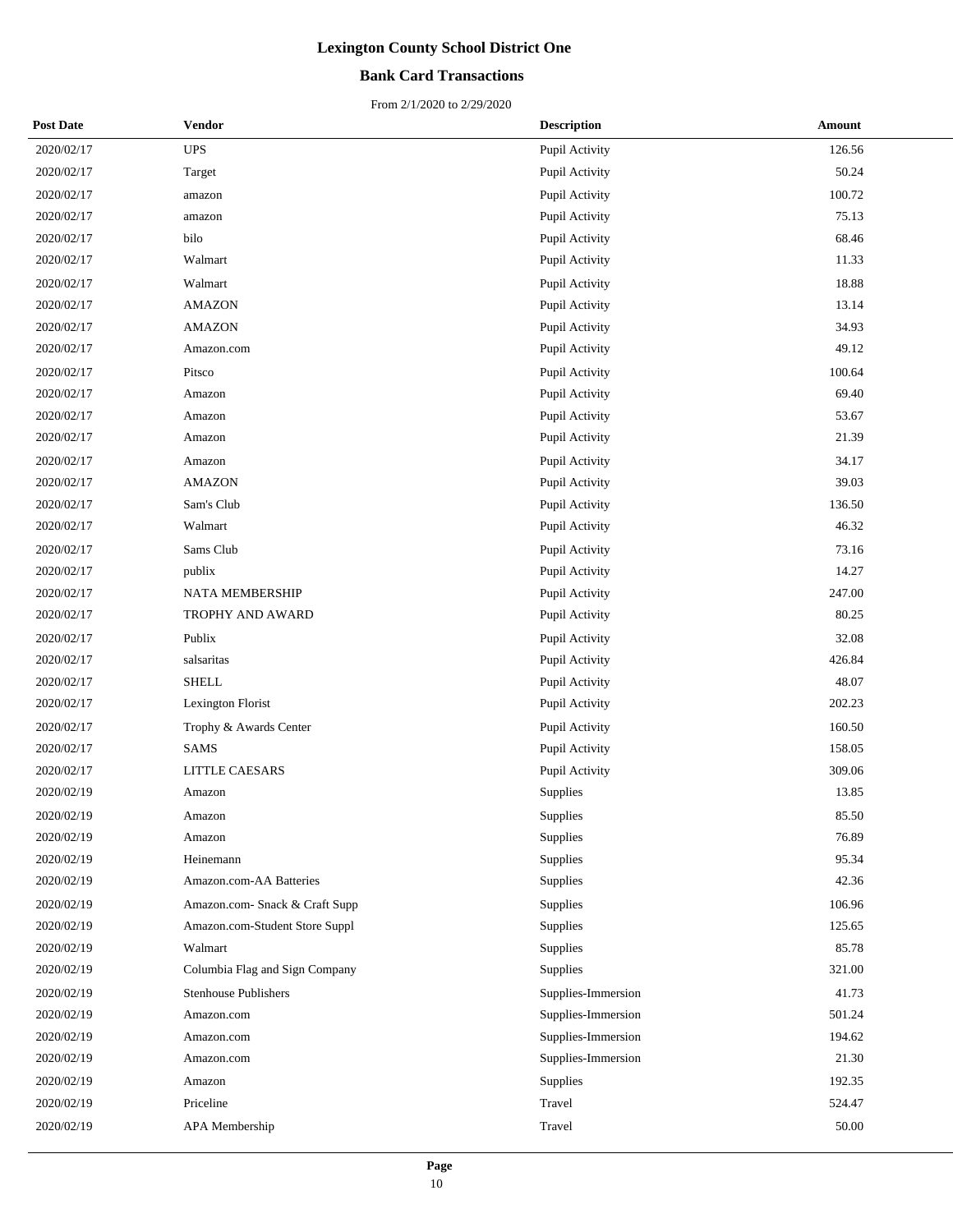# Lexington County School District One

## Bank Card Transactions

From 2/1/2020 to 2/29/2020

| Post Date | Vendor | Description | Amount |
|---|---|---|---|
| 2020/02/17 | UPS | Pupil Activity | 126.56 |
| 2020/02/17 | Target | Pupil Activity | 50.24 |
| 2020/02/17 | amazon | Pupil Activity | 100.72 |
| 2020/02/17 | amazon | Pupil Activity | 75.13 |
| 2020/02/17 | bilo | Pupil Activity | 68.46 |
| 2020/02/17 | Walmart | Pupil Activity | 11.33 |
| 2020/02/17 | Walmart | Pupil Activity | 18.88 |
| 2020/02/17 | AMAZON | Pupil Activity | 13.14 |
| 2020/02/17 | AMAZON | Pupil Activity | 34.93 |
| 2020/02/17 | Amazon.com | Pupil Activity | 49.12 |
| 2020/02/17 | Pitsco | Pupil Activity | 100.64 |
| 2020/02/17 | Amazon | Pupil Activity | 69.40 |
| 2020/02/17 | Amazon | Pupil Activity | 53.67 |
| 2020/02/17 | Amazon | Pupil Activity | 21.39 |
| 2020/02/17 | Amazon | Pupil Activity | 34.17 |
| 2020/02/17 | AMAZON | Pupil Activity | 39.03 |
| 2020/02/17 | Sam's Club | Pupil Activity | 136.50 |
| 2020/02/17 | Walmart | Pupil Activity | 46.32 |
| 2020/02/17 | Sams Club | Pupil Activity | 73.16 |
| 2020/02/17 | publix | Pupil Activity | 14.27 |
| 2020/02/17 | NATA MEMBERSHIP | Pupil Activity | 247.00 |
| 2020/02/17 | TROPHY AND AWARD | Pupil Activity | 80.25 |
| 2020/02/17 | Publix | Pupil Activity | 32.08 |
| 2020/02/17 | salsaritas | Pupil Activity | 426.84 |
| 2020/02/17 | SHELL | Pupil Activity | 48.07 |
| 2020/02/17 | Lexington Florist | Pupil Activity | 202.23 |
| 2020/02/17 | Trophy & Awards Center | Pupil Activity | 160.50 |
| 2020/02/17 | SAMS | Pupil Activity | 158.05 |
| 2020/02/17 | LITTLE CAESARS | Pupil Activity | 309.06 |
| 2020/02/19 | Amazon | Supplies | 13.85 |
| 2020/02/19 | Amazon | Supplies | 85.50 |
| 2020/02/19 | Amazon | Supplies | 76.89 |
| 2020/02/19 | Heinemann | Supplies | 95.34 |
| 2020/02/19 | Amazon.com-AA Batteries | Supplies | 42.36 |
| 2020/02/19 | Amazon.com- Snack & Craft Supp | Supplies | 106.96 |
| 2020/02/19 | Amazon.com-Student Store Suppl | Supplies | 125.65 |
| 2020/02/19 | Walmart | Supplies | 85.78 |
| 2020/02/19 | Columbia Flag and Sign Company | Supplies | 321.00 |
| 2020/02/19 | Stenhouse Publishers | Supplies-Immersion | 41.73 |
| 2020/02/19 | Amazon.com | Supplies-Immersion | 501.24 |
| 2020/02/19 | Amazon.com | Supplies-Immersion | 194.62 |
| 2020/02/19 | Amazon.com | Supplies-Immersion | 21.30 |
| 2020/02/19 | Amazon | Supplies | 192.35 |
| 2020/02/19 | Priceline | Travel | 524.47 |
| 2020/02/19 | APA Membership | Travel | 50.00 |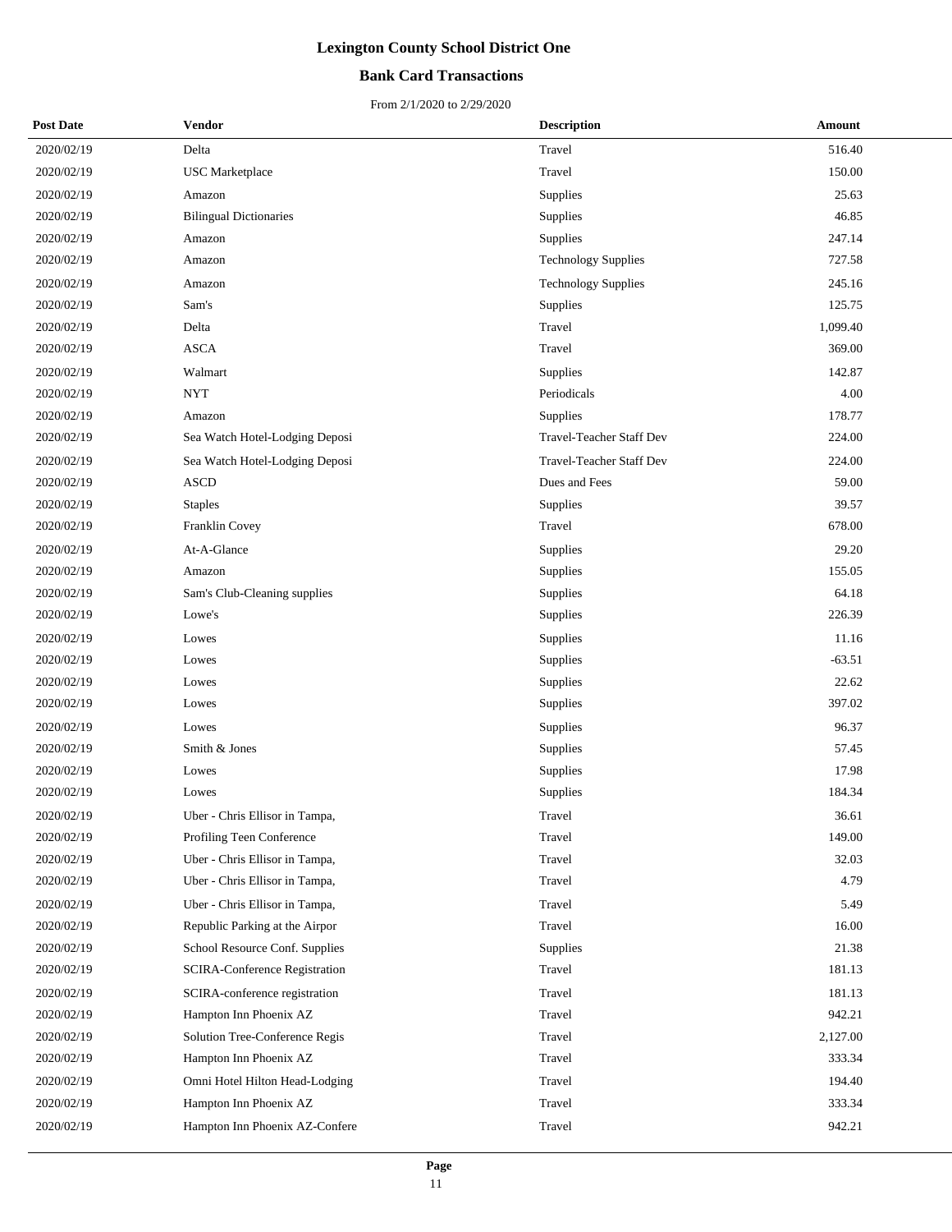# Lexington County School District One

## Bank Card Transactions

From 2/1/2020 to 2/29/2020

| Post Date | Vendor | Description | Amount |
|---|---|---|---|
| 2020/02/19 | Delta | Travel | 516.40 |
| 2020/02/19 | USC Marketplace | Travel | 150.00 |
| 2020/02/19 | Amazon | Supplies | 25.63 |
| 2020/02/19 | Bilingual Dictionaries | Supplies | 46.85 |
| 2020/02/19 | Amazon | Supplies | 247.14 |
| 2020/02/19 | Amazon | Technology Supplies | 727.58 |
| 2020/02/19 | Amazon | Technology Supplies | 245.16 |
| 2020/02/19 | Sam's | Supplies | 125.75 |
| 2020/02/19 | Delta | Travel | 1,099.40 |
| 2020/02/19 | ASCA | Travel | 369.00 |
| 2020/02/19 | Walmart | Supplies | 142.87 |
| 2020/02/19 | NYT | Periodicals | 4.00 |
| 2020/02/19 | Amazon | Supplies | 178.77 |
| 2020/02/19 | Sea Watch Hotel-Lodging Deposi | Travel-Teacher Staff Dev | 224.00 |
| 2020/02/19 | Sea Watch Hotel-Lodging Deposi | Travel-Teacher Staff Dev | 224.00 |
| 2020/02/19 | ASCD | Dues and Fees | 59.00 |
| 2020/02/19 | Staples | Supplies | 39.57 |
| 2020/02/19 | Franklin Covey | Travel | 678.00 |
| 2020/02/19 | At-A-Glance | Supplies | 29.20 |
| 2020/02/19 | Amazon | Supplies | 155.05 |
| 2020/02/19 | Sam's Club-Cleaning supplies | Supplies | 64.18 |
| 2020/02/19 | Lowe's | Supplies | 226.39 |
| 2020/02/19 | Lowes | Supplies | 11.16 |
| 2020/02/19 | Lowes | Supplies | -63.51 |
| 2020/02/19 | Lowes | Supplies | 22.62 |
| 2020/02/19 | Lowes | Supplies | 397.02 |
| 2020/02/19 | Lowes | Supplies | 96.37 |
| 2020/02/19 | Smith & Jones | Supplies | 57.45 |
| 2020/02/19 | Lowes | Supplies | 17.98 |
| 2020/02/19 | Lowes | Supplies | 184.34 |
| 2020/02/19 | Uber - Chris Ellisor in Tampa, | Travel | 36.61 |
| 2020/02/19 | Profiling Teen Conference | Travel | 149.00 |
| 2020/02/19 | Uber - Chris Ellisor in Tampa, | Travel | 32.03 |
| 2020/02/19 | Uber - Chris Ellisor in Tampa, | Travel | 4.79 |
| 2020/02/19 | Uber - Chris Ellisor in Tampa, | Travel | 5.49 |
| 2020/02/19 | Republic Parking at the Airpor | Travel | 16.00 |
| 2020/02/19 | School Resource Conf. Supplies | Supplies | 21.38 |
| 2020/02/19 | SCIRA-Conference Registration | Travel | 181.13 |
| 2020/02/19 | SCIRA-conference registration | Travel | 181.13 |
| 2020/02/19 | Hampton Inn Phoenix AZ | Travel | 942.21 |
| 2020/02/19 | Solution Tree-Conference Regis | Travel | 2,127.00 |
| 2020/02/19 | Hampton Inn Phoenix AZ | Travel | 333.34 |
| 2020/02/19 | Omni Hotel Hilton Head-Lodging | Travel | 194.40 |
| 2020/02/19 | Hampton Inn Phoenix AZ | Travel | 333.34 |
| 2020/02/19 | Hampton Inn Phoenix AZ-Confere | Travel | 942.21 |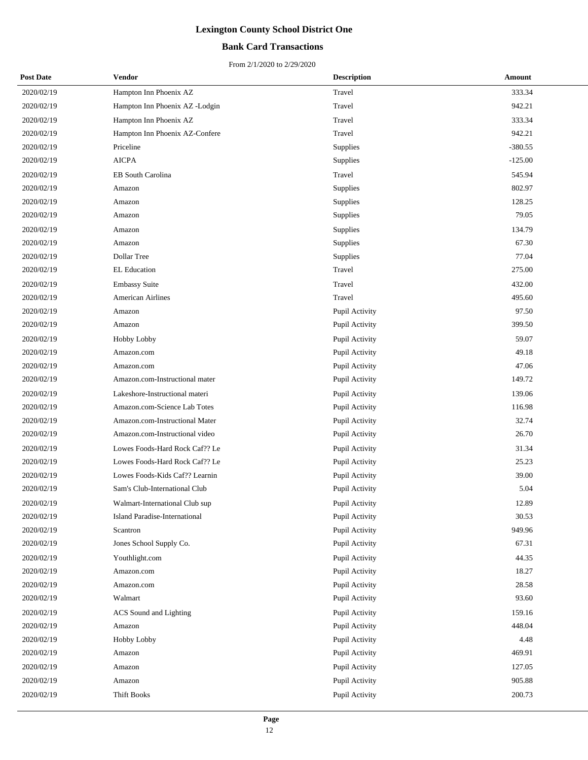# Lexington County School District One

## Bank Card Transactions

From 2/1/2020 to 2/29/2020

| Post Date | Vendor | Description | Amount |
|---|---|---|---|
| 2020/02/19 | Hampton Inn Phoenix AZ | Travel | 333.34 |
| 2020/02/19 | Hampton Inn Phoenix AZ -Lodgin | Travel | 942.21 |
| 2020/02/19 | Hampton Inn Phoenix AZ | Travel | 333.34 |
| 2020/02/19 | Hampton Inn Phoenix AZ-Confere | Travel | 942.21 |
| 2020/02/19 | Priceline | Supplies | -380.55 |
| 2020/02/19 | AICPA | Supplies | -125.00 |
| 2020/02/19 | EB South Carolina | Travel | 545.94 |
| 2020/02/19 | Amazon | Supplies | 802.97 |
| 2020/02/19 | Amazon | Supplies | 128.25 |
| 2020/02/19 | Amazon | Supplies | 79.05 |
| 2020/02/19 | Amazon | Supplies | 134.79 |
| 2020/02/19 | Amazon | Supplies | 67.30 |
| 2020/02/19 | Dollar Tree | Supplies | 77.04 |
| 2020/02/19 | EL Education | Travel | 275.00 |
| 2020/02/19 | Embassy Suite | Travel | 432.00 |
| 2020/02/19 | American Airlines | Travel | 495.60 |
| 2020/02/19 | Amazon | Pupil Activity | 97.50 |
| 2020/02/19 | Amazon | Pupil Activity | 399.50 |
| 2020/02/19 | Hobby Lobby | Pupil Activity | 59.07 |
| 2020/02/19 | Amazon.com | Pupil Activity | 49.18 |
| 2020/02/19 | Amazon.com | Pupil Activity | 47.06 |
| 2020/02/19 | Amazon.com-Instructional mater | Pupil Activity | 149.72 |
| 2020/02/19 | Lakeshore-Instructional materi | Pupil Activity | 139.06 |
| 2020/02/19 | Amazon.com-Science Lab Totes | Pupil Activity | 116.98 |
| 2020/02/19 | Amazon.com-Instructional Mater | Pupil Activity | 32.74 |
| 2020/02/19 | Amazon.com-Instructional video | Pupil Activity | 26.70 |
| 2020/02/19 | Lowes Foods-Hard Rock Caf?? Le | Pupil Activity | 31.34 |
| 2020/02/19 | Lowes Foods-Hard Rock Caf?? Le | Pupil Activity | 25.23 |
| 2020/02/19 | Lowes Foods-Kids Caf?? Learnin | Pupil Activity | 39.00 |
| 2020/02/19 | Sam's Club-International Club | Pupil Activity | 5.04 |
| 2020/02/19 | Walmart-International Club sup | Pupil Activity | 12.89 |
| 2020/02/19 | Island Paradise-International | Pupil Activity | 30.53 |
| 2020/02/19 | Scantron | Pupil Activity | 949.96 |
| 2020/02/19 | Jones School Supply Co. | Pupil Activity | 67.31 |
| 2020/02/19 | Youthlight.com | Pupil Activity | 44.35 |
| 2020/02/19 | Amazon.com | Pupil Activity | 18.27 |
| 2020/02/19 | Amazon.com | Pupil Activity | 28.58 |
| 2020/02/19 | Walmart | Pupil Activity | 93.60 |
| 2020/02/19 | ACS Sound and Lighting | Pupil Activity | 159.16 |
| 2020/02/19 | Amazon | Pupil Activity | 448.04 |
| 2020/02/19 | Hobby Lobby | Pupil Activity | 4.48 |
| 2020/02/19 | Amazon | Pupil Activity | 469.91 |
| 2020/02/19 | Amazon | Pupil Activity | 127.05 |
| 2020/02/19 | Amazon | Pupil Activity | 905.88 |
| 2020/02/19 | Thift Books | Pupil Activity | 200.73 |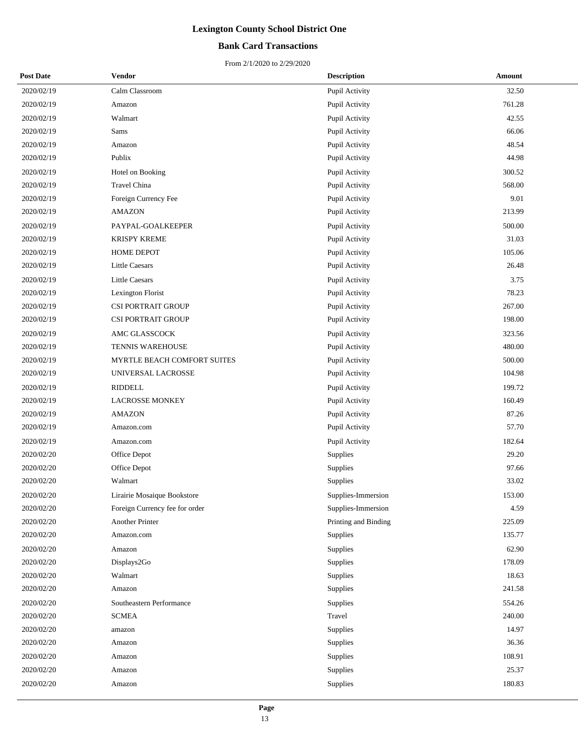# Lexington County School District One

## Bank Card Transactions

From 2/1/2020 to 2/29/2020

| Post Date | Vendor | Description | Amount |
|---|---|---|---|
| 2020/02/19 | Calm Classroom | Pupil Activity | 32.50 |
| 2020/02/19 | Amazon | Pupil Activity | 761.28 |
| 2020/02/19 | Walmart | Pupil Activity | 42.55 |
| 2020/02/19 | Sams | Pupil Activity | 66.06 |
| 2020/02/19 | Amazon | Pupil Activity | 48.54 |
| 2020/02/19 | Publix | Pupil Activity | 44.98 |
| 2020/02/19 | Hotel on Booking | Pupil Activity | 300.52 |
| 2020/02/19 | Travel China | Pupil Activity | 568.00 |
| 2020/02/19 | Foreign Currency Fee | Pupil Activity | 9.01 |
| 2020/02/19 | AMAZON | Pupil Activity | 213.99 |
| 2020/02/19 | PAYPAL-GOALKEEPER | Pupil Activity | 500.00 |
| 2020/02/19 | KRISPY KREME | Pupil Activity | 31.03 |
| 2020/02/19 | HOME DEPOT | Pupil Activity | 105.06 |
| 2020/02/19 | Little Caesars | Pupil Activity | 26.48 |
| 2020/02/19 | Little Caesars | Pupil Activity | 3.75 |
| 2020/02/19 | Lexington Florist | Pupil Activity | 78.23 |
| 2020/02/19 | CSI PORTRAIT GROUP | Pupil Activity | 267.00 |
| 2020/02/19 | CSI PORTRAIT GROUP | Pupil Activity | 198.00 |
| 2020/02/19 | AMC GLASSCOCK | Pupil Activity | 323.56 |
| 2020/02/19 | TENNIS WAREHOUSE | Pupil Activity | 480.00 |
| 2020/02/19 | MYRTLE BEACH COMFORT SUITES | Pupil Activity | 500.00 |
| 2020/02/19 | UNIVERSAL LACROSSE | Pupil Activity | 104.98 |
| 2020/02/19 | RIDDELL | Pupil Activity | 199.72 |
| 2020/02/19 | LACROSSE MONKEY | Pupil Activity | 160.49 |
| 2020/02/19 | AMAZON | Pupil Activity | 87.26 |
| 2020/02/19 | Amazon.com | Pupil Activity | 57.70 |
| 2020/02/19 | Amazon.com | Pupil Activity | 182.64 |
| 2020/02/20 | Office Depot | Supplies | 29.20 |
| 2020/02/20 | Office Depot | Supplies | 97.66 |
| 2020/02/20 | Walmart | Supplies | 33.02 |
| 2020/02/20 | Lirairie Mosaique Bookstore | Supplies-Immersion | 153.00 |
| 2020/02/20 | Foreign Currency fee for order | Supplies-Immersion | 4.59 |
| 2020/02/20 | Another Printer | Printing and Binding | 225.09 |
| 2020/02/20 | Amazon.com | Supplies | 135.77 |
| 2020/02/20 | Amazon | Supplies | 62.90 |
| 2020/02/20 | Displays2Go | Supplies | 178.09 |
| 2020/02/20 | Walmart | Supplies | 18.63 |
| 2020/02/20 | Amazon | Supplies | 241.58 |
| 2020/02/20 | Southeastern Performance | Supplies | 554.26 |
| 2020/02/20 | SCMEA | Travel | 240.00 |
| 2020/02/20 | amazon | Supplies | 14.97 |
| 2020/02/20 | Amazon | Supplies | 36.36 |
| 2020/02/20 | Amazon | Supplies | 108.91 |
| 2020/02/20 | Amazon | Supplies | 25.37 |
| 2020/02/20 | Amazon | Supplies | 180.83 |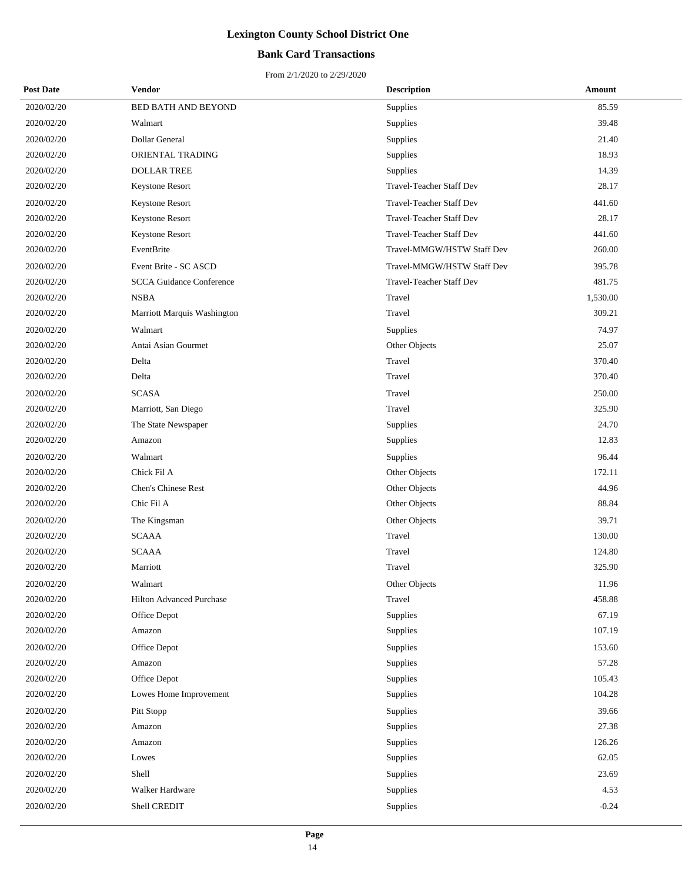# Lexington County School District One

## Bank Card Transactions

From 2/1/2020 to 2/29/2020

| Post Date | Vendor | Description | Amount |
|---|---|---|---|
| 2020/02/20 | BED BATH AND BEYOND | Supplies | 85.59 |
| 2020/02/20 | Walmart | Supplies | 39.48 |
| 2020/02/20 | Dollar General | Supplies | 21.40 |
| 2020/02/20 | ORIENTAL TRADING | Supplies | 18.93 |
| 2020/02/20 | DOLLAR TREE | Supplies | 14.39 |
| 2020/02/20 | Keystone Resort | Travel-Teacher Staff Dev | 28.17 |
| 2020/02/20 | Keystone Resort | Travel-Teacher Staff Dev | 441.60 |
| 2020/02/20 | Keystone Resort | Travel-Teacher Staff Dev | 28.17 |
| 2020/02/20 | Keystone Resort | Travel-Teacher Staff Dev | 441.60 |
| 2020/02/20 | EventBrite | Travel-MMGW/HSTW Staff Dev | 260.00 |
| 2020/02/20 | Event Brite - SC ASCD | Travel-MMGW/HSTW Staff Dev | 395.78 |
| 2020/02/20 | SCCA Guidance Conference | Travel-Teacher Staff Dev | 481.75 |
| 2020/02/20 | NSBA | Travel | 1,530.00 |
| 2020/02/20 | Marriott Marquis Washington | Travel | 309.21 |
| 2020/02/20 | Walmart | Supplies | 74.97 |
| 2020/02/20 | Antai Asian Gourmet | Other Objects | 25.07 |
| 2020/02/20 | Delta | Travel | 370.40 |
| 2020/02/20 | Delta | Travel | 370.40 |
| 2020/02/20 | SCASA | Travel | 250.00 |
| 2020/02/20 | Marriott, San Diego | Travel | 325.90 |
| 2020/02/20 | The State Newspaper | Supplies | 24.70 |
| 2020/02/20 | Amazon | Supplies | 12.83 |
| 2020/02/20 | Walmart | Supplies | 96.44 |
| 2020/02/20 | Chick Fil A | Other Objects | 172.11 |
| 2020/02/20 | Chen's Chinese Rest | Other Objects | 44.96 |
| 2020/02/20 | Chic Fil A | Other Objects | 88.84 |
| 2020/02/20 | The Kingsman | Other Objects | 39.71 |
| 2020/02/20 | SCAAA | Travel | 130.00 |
| 2020/02/20 | SCAAA | Travel | 124.80 |
| 2020/02/20 | Marriott | Travel | 325.90 |
| 2020/02/20 | Walmart | Other Objects | 11.96 |
| 2020/02/20 | Hilton Advanced Purchase | Travel | 458.88 |
| 2020/02/20 | Office Depot | Supplies | 67.19 |
| 2020/02/20 | Amazon | Supplies | 107.19 |
| 2020/02/20 | Office Depot | Supplies | 153.60 |
| 2020/02/20 | Amazon | Supplies | 57.28 |
| 2020/02/20 | Office Depot | Supplies | 105.43 |
| 2020/02/20 | Lowes Home Improvement | Supplies | 104.28 |
| 2020/02/20 | Pitt Stopp | Supplies | 39.66 |
| 2020/02/20 | Amazon | Supplies | 27.38 |
| 2020/02/20 | Amazon | Supplies | 126.26 |
| 2020/02/20 | Lowes | Supplies | 62.05 |
| 2020/02/20 | Shell | Supplies | 23.69 |
| 2020/02/20 | Walker Hardware | Supplies | 4.53 |
| 2020/02/20 | Shell CREDIT | Supplies | -0.24 |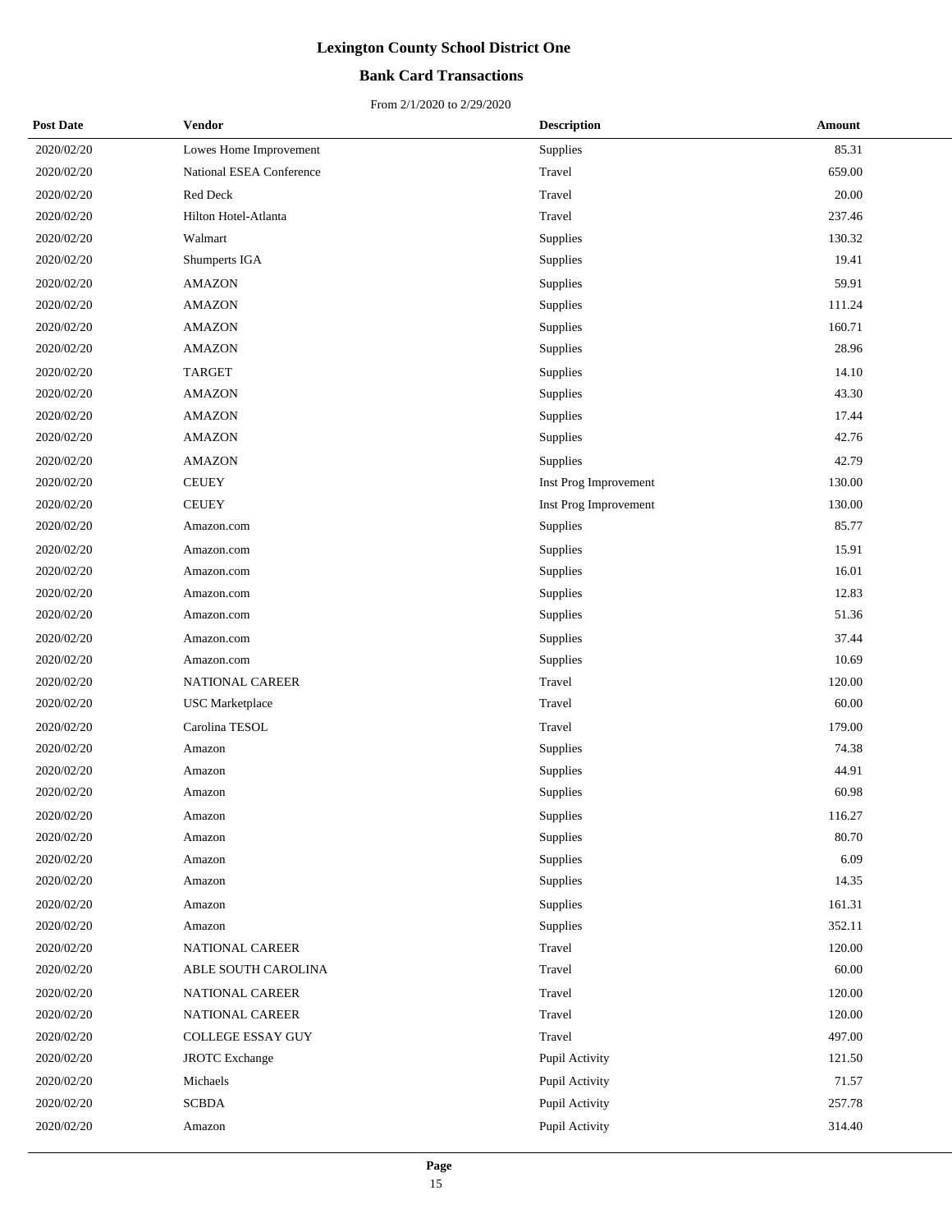# Lexington County School District One

## Bank Card Transactions

From 2/1/2020 to 2/29/2020

| Post Date | Vendor | Description | Amount |
|---|---|---|---|
| 2020/02/20 | Lowes Home Improvement | Supplies | 85.31 |
| 2020/02/20 | National ESEA Conference | Travel | 659.00 |
| 2020/02/20 | Red Deck | Travel | 20.00 |
| 2020/02/20 | Hilton Hotel-Atlanta | Travel | 237.46 |
| 2020/02/20 | Walmart | Supplies | 130.32 |
| 2020/02/20 | Shumperts IGA | Supplies | 19.41 |
| 2020/02/20 | AMAZON | Supplies | 59.91 |
| 2020/02/20 | AMAZON | Supplies | 111.24 |
| 2020/02/20 | AMAZON | Supplies | 160.71 |
| 2020/02/20 | AMAZON | Supplies | 28.96 |
| 2020/02/20 | TARGET | Supplies | 14.10 |
| 2020/02/20 | AMAZON | Supplies | 43.30 |
| 2020/02/20 | AMAZON | Supplies | 17.44 |
| 2020/02/20 | AMAZON | Supplies | 42.76 |
| 2020/02/20 | AMAZON | Supplies | 42.79 |
| 2020/02/20 | CEUEY | Inst Prog Improvement | 130.00 |
| 2020/02/20 | CEUEY | Inst Prog Improvement | 130.00 |
| 2020/02/20 | Amazon.com | Supplies | 85.77 |
| 2020/02/20 | Amazon.com | Supplies | 15.91 |
| 2020/02/20 | Amazon.com | Supplies | 16.01 |
| 2020/02/20 | Amazon.com | Supplies | 12.83 |
| 2020/02/20 | Amazon.com | Supplies | 51.36 |
| 2020/02/20 | Amazon.com | Supplies | 37.44 |
| 2020/02/20 | Amazon.com | Supplies | 10.69 |
| 2020/02/20 | NATIONAL CAREER | Travel | 120.00 |
| 2020/02/20 | USC Marketplace | Travel | 60.00 |
| 2020/02/20 | Carolina TESOL | Travel | 179.00 |
| 2020/02/20 | Amazon | Supplies | 74.38 |
| 2020/02/20 | Amazon | Supplies | 44.91 |
| 2020/02/20 | Amazon | Supplies | 60.98 |
| 2020/02/20 | Amazon | Supplies | 116.27 |
| 2020/02/20 | Amazon | Supplies | 80.70 |
| 2020/02/20 | Amazon | Supplies | 6.09 |
| 2020/02/20 | Amazon | Supplies | 14.35 |
| 2020/02/20 | Amazon | Supplies | 161.31 |
| 2020/02/20 | Amazon | Supplies | 352.11 |
| 2020/02/20 | NATIONAL CAREER | Travel | 120.00 |
| 2020/02/20 | ABLE SOUTH CAROLINA | Travel | 60.00 |
| 2020/02/20 | NATIONAL CAREER | Travel | 120.00 |
| 2020/02/20 | NATIONAL CAREER | Travel | 120.00 |
| 2020/02/20 | COLLEGE ESSAY GUY | Travel | 497.00 |
| 2020/02/20 | JROTC Exchange | Pupil Activity | 121.50 |
| 2020/02/20 | Michaels | Pupil Activity | 71.57 |
| 2020/02/20 | SCBDA | Pupil Activity | 257.78 |
| 2020/02/20 | Amazon | Pupil Activity | 314.40 |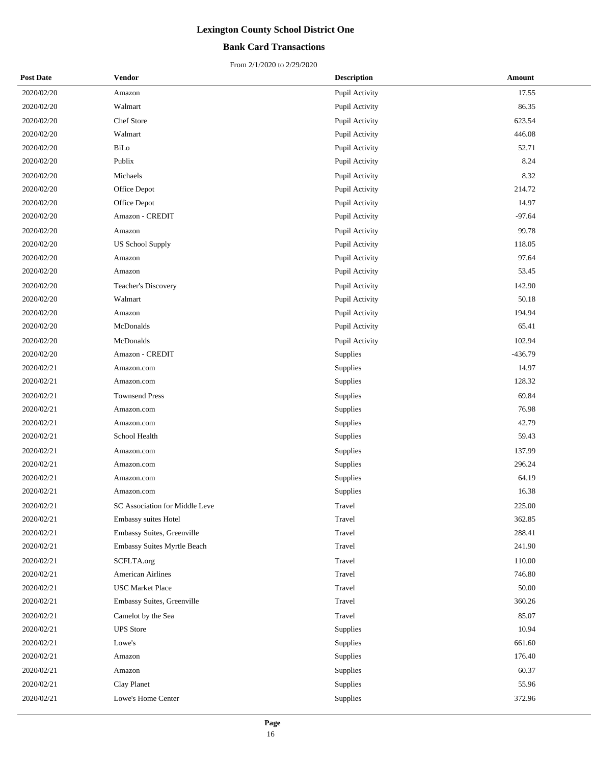# Lexington County School District One

## Bank Card Transactions

From 2/1/2020 to 2/29/2020

| Post Date | Vendor | Description | Amount |
|---|---|---|---|
| 2020/02/20 | Amazon | Pupil Activity | 17.55 |
| 2020/02/20 | Walmart | Pupil Activity | 86.35 |
| 2020/02/20 | Chef Store | Pupil Activity | 623.54 |
| 2020/02/20 | Walmart | Pupil Activity | 446.08 |
| 2020/02/20 | BiLo | Pupil Activity | 52.71 |
| 2020/02/20 | Publix | Pupil Activity | 8.24 |
| 2020/02/20 | Michaels | Pupil Activity | 8.32 |
| 2020/02/20 | Office Depot | Pupil Activity | 214.72 |
| 2020/02/20 | Office Depot | Pupil Activity | 14.97 |
| 2020/02/20 | Amazon - CREDIT | Pupil Activity | -97.64 |
| 2020/02/20 | Amazon | Pupil Activity | 99.78 |
| 2020/02/20 | US School Supply | Pupil Activity | 118.05 |
| 2020/02/20 | Amazon | Pupil Activity | 97.64 |
| 2020/02/20 | Amazon | Pupil Activity | 53.45 |
| 2020/02/20 | Teacher's Discovery | Pupil Activity | 142.90 |
| 2020/02/20 | Walmart | Pupil Activity | 50.18 |
| 2020/02/20 | Amazon | Pupil Activity | 194.94 |
| 2020/02/20 | McDonalds | Pupil Activity | 65.41 |
| 2020/02/20 | McDonalds | Pupil Activity | 102.94 |
| 2020/02/20 | Amazon - CREDIT | Supplies | -436.79 |
| 2020/02/21 | Amazon.com | Supplies | 14.97 |
| 2020/02/21 | Amazon.com | Supplies | 128.32 |
| 2020/02/21 | Townsend Press | Supplies | 69.84 |
| 2020/02/21 | Amazon.com | Supplies | 76.98 |
| 2020/02/21 | Amazon.com | Supplies | 42.79 |
| 2020/02/21 | School Health | Supplies | 59.43 |
| 2020/02/21 | Amazon.com | Supplies | 137.99 |
| 2020/02/21 | Amazon.com | Supplies | 296.24 |
| 2020/02/21 | Amazon.com | Supplies | 64.19 |
| 2020/02/21 | Amazon.com | Supplies | 16.38 |
| 2020/02/21 | SC Association for Middle Leve | Travel | 225.00 |
| 2020/02/21 | Embassy suites Hotel | Travel | 362.85 |
| 2020/02/21 | Embassy Suites, Greenville | Travel | 288.41 |
| 2020/02/21 | Embassy Suites Myrtle Beach | Travel | 241.90 |
| 2020/02/21 | SCFLTA.org | Travel | 110.00 |
| 2020/02/21 | American Airlines | Travel | 746.80 |
| 2020/02/21 | USC Market Place | Travel | 50.00 |
| 2020/02/21 | Embassy Suites, Greenville | Travel | 360.26 |
| 2020/02/21 | Camelot by the Sea | Travel | 85.07 |
| 2020/02/21 | UPS Store | Supplies | 10.94 |
| 2020/02/21 | Lowe's | Supplies | 661.60 |
| 2020/02/21 | Amazon | Supplies | 176.40 |
| 2020/02/21 | Amazon | Supplies | 60.37 |
| 2020/02/21 | Clay Planet | Supplies | 55.96 |
| 2020/02/21 | Lowe's Home Center | Supplies | 372.96 |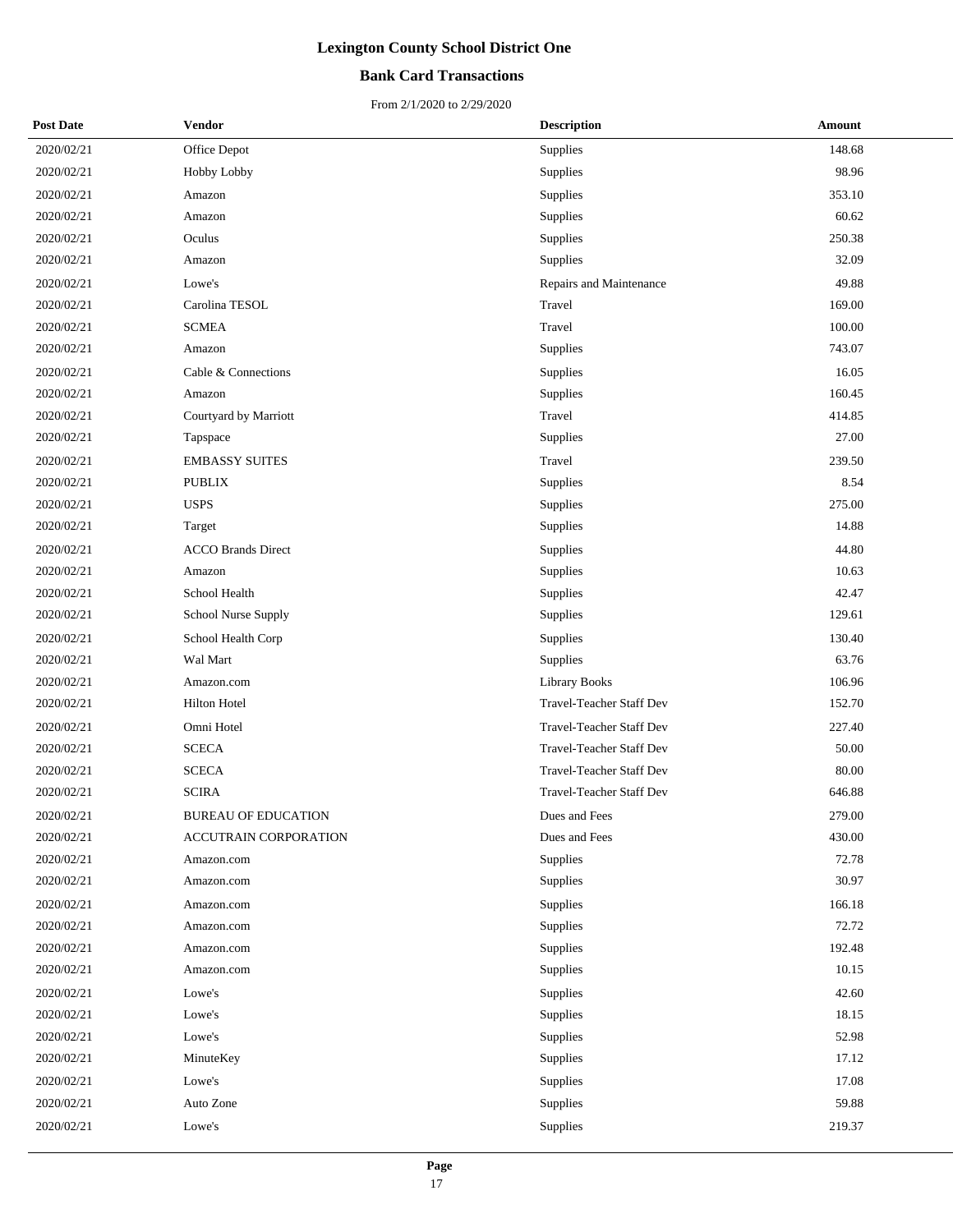# Lexington County School District One

## Bank Card Transactions

From 2/1/2020 to 2/29/2020

| Post Date | Vendor | Description | Amount |
|---|---|---|---|
| 2020/02/21 | Office Depot | Supplies | 148.68 |
| 2020/02/21 | Hobby Lobby | Supplies | 98.96 |
| 2020/02/21 | Amazon | Supplies | 353.10 |
| 2020/02/21 | Amazon | Supplies | 60.62 |
| 2020/02/21 | Oculus | Supplies | 250.38 |
| 2020/02/21 | Amazon | Supplies | 32.09 |
| 2020/02/21 | Lowe's | Repairs and Maintenance | 49.88 |
| 2020/02/21 | Carolina TESOL | Travel | 169.00 |
| 2020/02/21 | SCMEA | Travel | 100.00 |
| 2020/02/21 | Amazon | Supplies | 743.07 |
| 2020/02/21 | Cable & Connections | Supplies | 16.05 |
| 2020/02/21 | Amazon | Supplies | 160.45 |
| 2020/02/21 | Courtyard by Marriott | Travel | 414.85 |
| 2020/02/21 | Tapspace | Supplies | 27.00 |
| 2020/02/21 | EMBASSY SUITES | Travel | 239.50 |
| 2020/02/21 | PUBLIX | Supplies | 8.54 |
| 2020/02/21 | USPS | Supplies | 275.00 |
| 2020/02/21 | Target | Supplies | 14.88 |
| 2020/02/21 | ACCO Brands Direct | Supplies | 44.80 |
| 2020/02/21 | Amazon | Supplies | 10.63 |
| 2020/02/21 | School Health | Supplies | 42.47 |
| 2020/02/21 | School Nurse Supply | Supplies | 129.61 |
| 2020/02/21 | School Health Corp | Supplies | 130.40 |
| 2020/02/21 | Wal Mart | Supplies | 63.76 |
| 2020/02/21 | Amazon.com | Library Books | 106.96 |
| 2020/02/21 | Hilton Hotel | Travel-Teacher Staff Dev | 152.70 |
| 2020/02/21 | Omni Hotel | Travel-Teacher Staff Dev | 227.40 |
| 2020/02/21 | SCECA | Travel-Teacher Staff Dev | 50.00 |
| 2020/02/21 | SCECA | Travel-Teacher Staff Dev | 80.00 |
| 2020/02/21 | SCIRA | Travel-Teacher Staff Dev | 646.88 |
| 2020/02/21 | BUREAU OF EDUCATION | Dues and Fees | 279.00 |
| 2020/02/21 | ACCUTRAIN CORPORATION | Dues and Fees | 430.00 |
| 2020/02/21 | Amazon.com | Supplies | 72.78 |
| 2020/02/21 | Amazon.com | Supplies | 30.97 |
| 2020/02/21 | Amazon.com | Supplies | 166.18 |
| 2020/02/21 | Amazon.com | Supplies | 72.72 |
| 2020/02/21 | Amazon.com | Supplies | 192.48 |
| 2020/02/21 | Amazon.com | Supplies | 10.15 |
| 2020/02/21 | Lowe's | Supplies | 42.60 |
| 2020/02/21 | Lowe's | Supplies | 18.15 |
| 2020/02/21 | Lowe's | Supplies | 52.98 |
| 2020/02/21 | MinuteKey | Supplies | 17.12 |
| 2020/02/21 | Lowe's | Supplies | 17.08 |
| 2020/02/21 | Auto Zone | Supplies | 59.88 |
| 2020/02/21 | Lowe's | Supplies | 219.37 |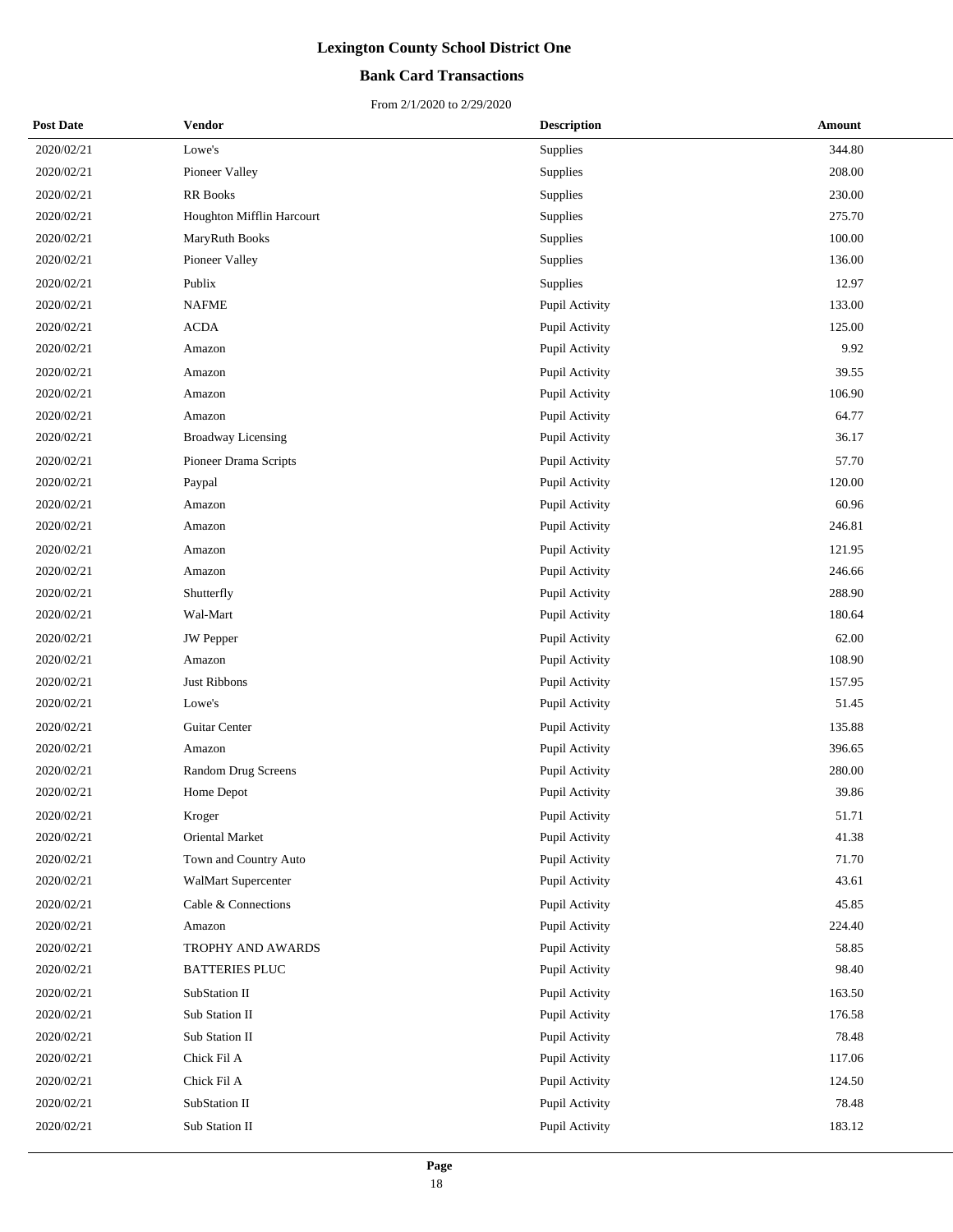# Lexington County School District One

## Bank Card Transactions

From 2/1/2020 to 2/29/2020

| Post Date | Vendor | Description | Amount |
|---|---|---|---|
| 2020/02/21 | Lowe's | Supplies | 344.80 |
| 2020/02/21 | Pioneer Valley | Supplies | 208.00 |
| 2020/02/21 | RR Books | Supplies | 230.00 |
| 2020/02/21 | Houghton Mifflin Harcourt | Supplies | 275.70 |
| 2020/02/21 | MaryRuth Books | Supplies | 100.00 |
| 2020/02/21 | Pioneer Valley | Supplies | 136.00 |
| 2020/02/21 | Publix | Supplies | 12.97 |
| 2020/02/21 | NAFME | Pupil Activity | 133.00 |
| 2020/02/21 | ACDA | Pupil Activity | 125.00 |
| 2020/02/21 | Amazon | Pupil Activity | 9.92 |
| 2020/02/21 | Amazon | Pupil Activity | 39.55 |
| 2020/02/21 | Amazon | Pupil Activity | 106.90 |
| 2020/02/21 | Amazon | Pupil Activity | 64.77 |
| 2020/02/21 | Broadway Licensing | Pupil Activity | 36.17 |
| 2020/02/21 | Pioneer Drama Scripts | Pupil Activity | 57.70 |
| 2020/02/21 | Paypal | Pupil Activity | 120.00 |
| 2020/02/21 | Amazon | Pupil Activity | 60.96 |
| 2020/02/21 | Amazon | Pupil Activity | 246.81 |
| 2020/02/21 | Amazon | Pupil Activity | 121.95 |
| 2020/02/21 | Amazon | Pupil Activity | 246.66 |
| 2020/02/21 | Shutterfly | Pupil Activity | 288.90 |
| 2020/02/21 | Wal-Mart | Pupil Activity | 180.64 |
| 2020/02/21 | JW Pepper | Pupil Activity | 62.00 |
| 2020/02/21 | Amazon | Pupil Activity | 108.90 |
| 2020/02/21 | Just Ribbons | Pupil Activity | 157.95 |
| 2020/02/21 | Lowe's | Pupil Activity | 51.45 |
| 2020/02/21 | Guitar Center | Pupil Activity | 135.88 |
| 2020/02/21 | Amazon | Pupil Activity | 396.65 |
| 2020/02/21 | Random Drug Screens | Pupil Activity | 280.00 |
| 2020/02/21 | Home Depot | Pupil Activity | 39.86 |
| 2020/02/21 | Kroger | Pupil Activity | 51.71 |
| 2020/02/21 | Oriental Market | Pupil Activity | 41.38 |
| 2020/02/21 | Town and Country Auto | Pupil Activity | 71.70 |
| 2020/02/21 | WalMart Supercenter | Pupil Activity | 43.61 |
| 2020/02/21 | Cable & Connections | Pupil Activity | 45.85 |
| 2020/02/21 | Amazon | Pupil Activity | 224.40 |
| 2020/02/21 | TROPHY AND AWARDS | Pupil Activity | 58.85 |
| 2020/02/21 | BATTERIES PLUC | Pupil Activity | 98.40 |
| 2020/02/21 | SubStation II | Pupil Activity | 163.50 |
| 2020/02/21 | Sub Station II | Pupil Activity | 176.58 |
| 2020/02/21 | Sub Station II | Pupil Activity | 78.48 |
| 2020/02/21 | Chick Fil A | Pupil Activity | 117.06 |
| 2020/02/21 | Chick Fil A | Pupil Activity | 124.50 |
| 2020/02/21 | SubStation II | Pupil Activity | 78.48 |
| 2020/02/21 | Sub Station II | Pupil Activity | 183.12 |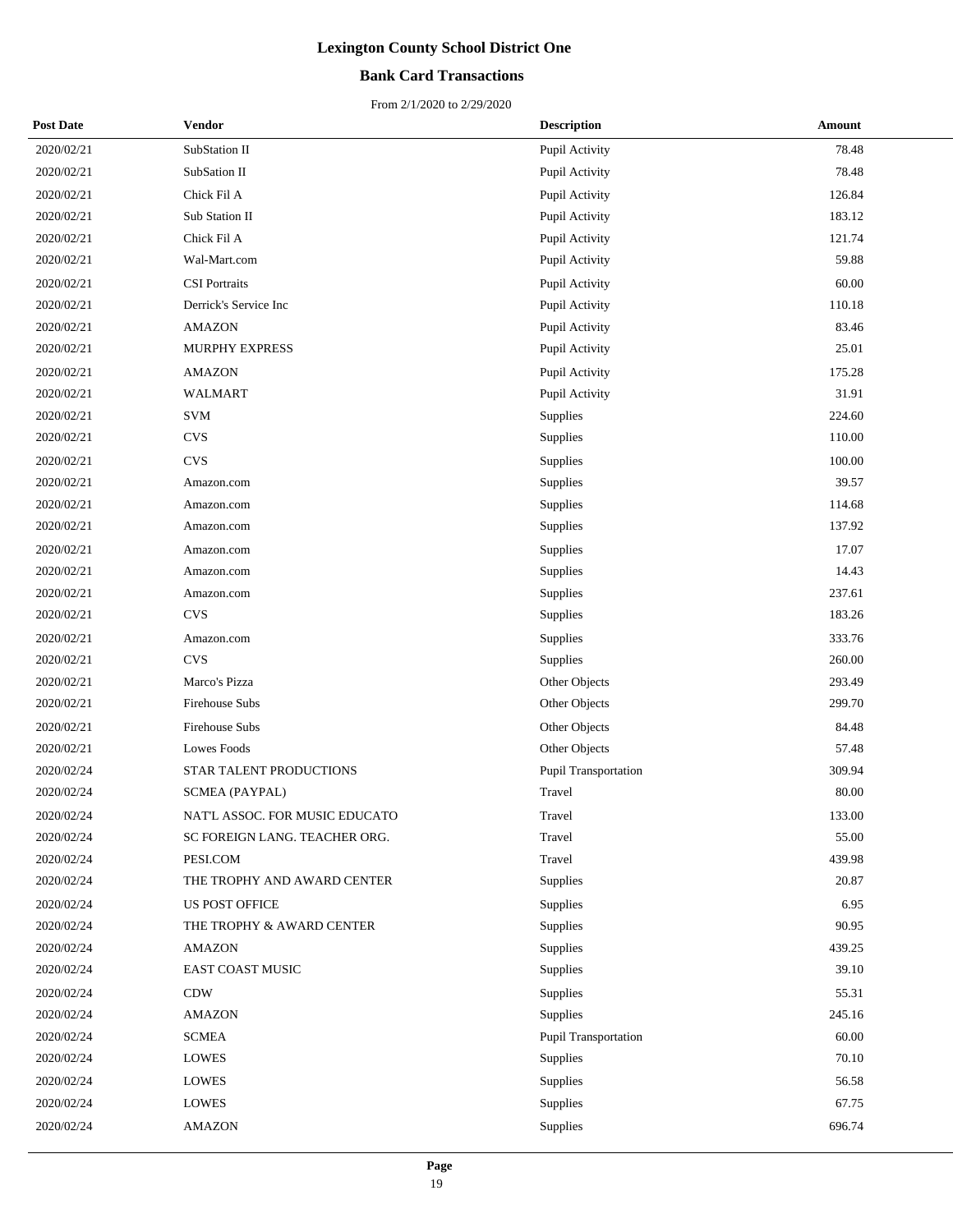# Lexington County School District One

## Bank Card Transactions

From 2/1/2020 to 2/29/2020

| Post Date | Vendor | Description | Amount |
|---|---|---|---|
| 2020/02/21 | SubStation II | Pupil Activity | 78.48 |
| 2020/02/21 | SubSation II | Pupil Activity | 78.48 |
| 2020/02/21 | Chick Fil A | Pupil Activity | 126.84 |
| 2020/02/21 | Sub Station II | Pupil Activity | 183.12 |
| 2020/02/21 | Chick Fil A | Pupil Activity | 121.74 |
| 2020/02/21 | Wal-Mart.com | Pupil Activity | 59.88 |
| 2020/02/21 | CSI Portraits | Pupil Activity | 60.00 |
| 2020/02/21 | Derrick's Service Inc | Pupil Activity | 110.18 |
| 2020/02/21 | AMAZON | Pupil Activity | 83.46 |
| 2020/02/21 | MURPHY EXPRESS | Pupil Activity | 25.01 |
| 2020/02/21 | AMAZON | Pupil Activity | 175.28 |
| 2020/02/21 | WALMART | Pupil Activity | 31.91 |
| 2020/02/21 | SVM | Supplies | 224.60 |
| 2020/02/21 | CVS | Supplies | 110.00 |
| 2020/02/21 | CVS | Supplies | 100.00 |
| 2020/02/21 | Amazon.com | Supplies | 39.57 |
| 2020/02/21 | Amazon.com | Supplies | 114.68 |
| 2020/02/21 | Amazon.com | Supplies | 137.92 |
| 2020/02/21 | Amazon.com | Supplies | 17.07 |
| 2020/02/21 | Amazon.com | Supplies | 14.43 |
| 2020/02/21 | Amazon.com | Supplies | 237.61 |
| 2020/02/21 | CVS | Supplies | 183.26 |
| 2020/02/21 | Amazon.com | Supplies | 333.76 |
| 2020/02/21 | CVS | Supplies | 260.00 |
| 2020/02/21 | Marco's Pizza | Other Objects | 293.49 |
| 2020/02/21 | Firehouse Subs | Other Objects | 299.70 |
| 2020/02/21 | Firehouse Subs | Other Objects | 84.48 |
| 2020/02/21 | Lowes Foods | Other Objects | 57.48 |
| 2020/02/24 | STAR TALENT PRODUCTIONS | Pupil Transportation | 309.94 |
| 2020/02/24 | SCMEA (PAYPAL) | Travel | 80.00 |
| 2020/02/24 | NAT'L ASSOC. FOR MUSIC EDUCATO | Travel | 133.00 |
| 2020/02/24 | SC FOREIGN LANG. TEACHER ORG. | Travel | 55.00 |
| 2020/02/24 | PESI.COM | Travel | 439.98 |
| 2020/02/24 | THE TROPHY AND AWARD CENTER | Supplies | 20.87 |
| 2020/02/24 | US POST OFFICE | Supplies | 6.95 |
| 2020/02/24 | THE TROPHY & AWARD CENTER | Supplies | 90.95 |
| 2020/02/24 | AMAZON | Supplies | 439.25 |
| 2020/02/24 | EAST COAST MUSIC | Supplies | 39.10 |
| 2020/02/24 | CDW | Supplies | 55.31 |
| 2020/02/24 | AMAZON | Supplies | 245.16 |
| 2020/02/24 | SCMEA | Pupil Transportation | 60.00 |
| 2020/02/24 | LOWES | Supplies | 70.10 |
| 2020/02/24 | LOWES | Supplies | 56.58 |
| 2020/02/24 | LOWES | Supplies | 67.75 |
| 2020/02/24 | AMAZON | Supplies | 696.74 |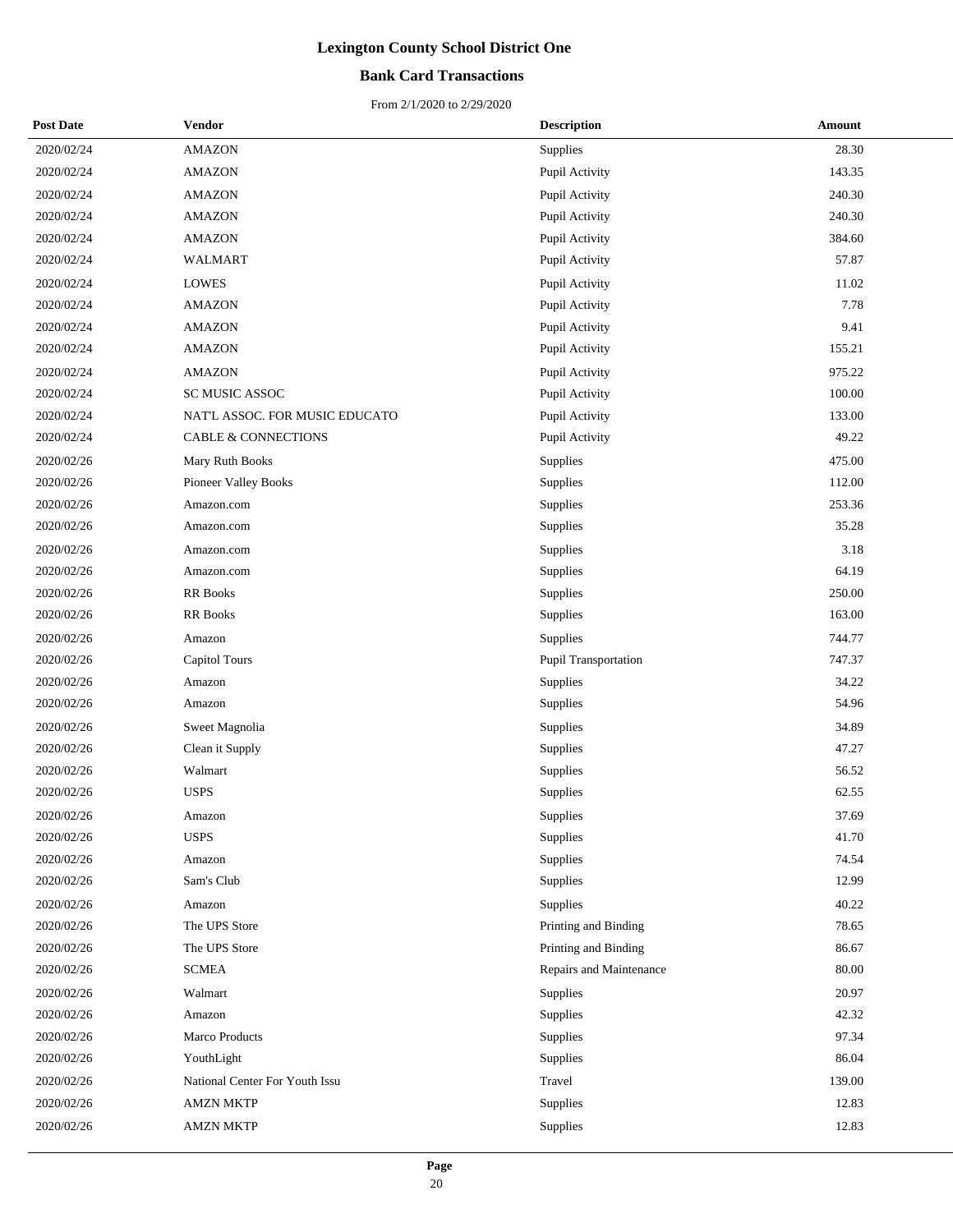# Lexington County School District One

## Bank Card Transactions

From 2/1/2020 to 2/29/2020

| Post Date | Vendor | Description | Amount |
|---|---|---|---|
| 2020/02/24 | AMAZON | Supplies | 28.30 |
| 2020/02/24 | AMAZON | Pupil Activity | 143.35 |
| 2020/02/24 | AMAZON | Pupil Activity | 240.30 |
| 2020/02/24 | AMAZON | Pupil Activity | 240.30 |
| 2020/02/24 | AMAZON | Pupil Activity | 384.60 |
| 2020/02/24 | WALMART | Pupil Activity | 57.87 |
| 2020/02/24 | LOWES | Pupil Activity | 11.02 |
| 2020/02/24 | AMAZON | Pupil Activity | 7.78 |
| 2020/02/24 | AMAZON | Pupil Activity | 9.41 |
| 2020/02/24 | AMAZON | Pupil Activity | 155.21 |
| 2020/02/24 | AMAZON | Pupil Activity | 975.22 |
| 2020/02/24 | SC MUSIC ASSOC | Pupil Activity | 100.00 |
| 2020/02/24 | NAT'L ASSOC. FOR MUSIC EDUCATO | Pupil Activity | 133.00 |
| 2020/02/24 | CABLE & CONNECTIONS | Pupil Activity | 49.22 |
| 2020/02/26 | Mary Ruth Books | Supplies | 475.00 |
| 2020/02/26 | Pioneer Valley Books | Supplies | 112.00 |
| 2020/02/26 | Amazon.com | Supplies | 253.36 |
| 2020/02/26 | Amazon.com | Supplies | 35.28 |
| 2020/02/26 | Amazon.com | Supplies | 3.18 |
| 2020/02/26 | Amazon.com | Supplies | 64.19 |
| 2020/02/26 | RR Books | Supplies | 250.00 |
| 2020/02/26 | RR Books | Supplies | 163.00 |
| 2020/02/26 | Amazon | Supplies | 744.77 |
| 2020/02/26 | Capitol Tours | Pupil Transportation | 747.37 |
| 2020/02/26 | Amazon | Supplies | 34.22 |
| 2020/02/26 | Amazon | Supplies | 54.96 |
| 2020/02/26 | Sweet Magnolia | Supplies | 34.89 |
| 2020/02/26 | Clean it Supply | Supplies | 47.27 |
| 2020/02/26 | Walmart | Supplies | 56.52 |
| 2020/02/26 | USPS | Supplies | 62.55 |
| 2020/02/26 | Amazon | Supplies | 37.69 |
| 2020/02/26 | USPS | Supplies | 41.70 |
| 2020/02/26 | Amazon | Supplies | 74.54 |
| 2020/02/26 | Sam's Club | Supplies | 12.99 |
| 2020/02/26 | Amazon | Supplies | 40.22 |
| 2020/02/26 | The UPS Store | Printing and Binding | 78.65 |
| 2020/02/26 | The UPS Store | Printing and Binding | 86.67 |
| 2020/02/26 | SCMEA | Repairs and Maintenance | 80.00 |
| 2020/02/26 | Walmart | Supplies | 20.97 |
| 2020/02/26 | Amazon | Supplies | 42.32 |
| 2020/02/26 | Marco Products | Supplies | 97.34 |
| 2020/02/26 | YouthLight | Supplies | 86.04 |
| 2020/02/26 | National Center For Youth Issu | Travel | 139.00 |
| 2020/02/26 | AMZN MKTP | Supplies | 12.83 |
| 2020/02/26 | AMZN MKTP | Supplies | 12.83 |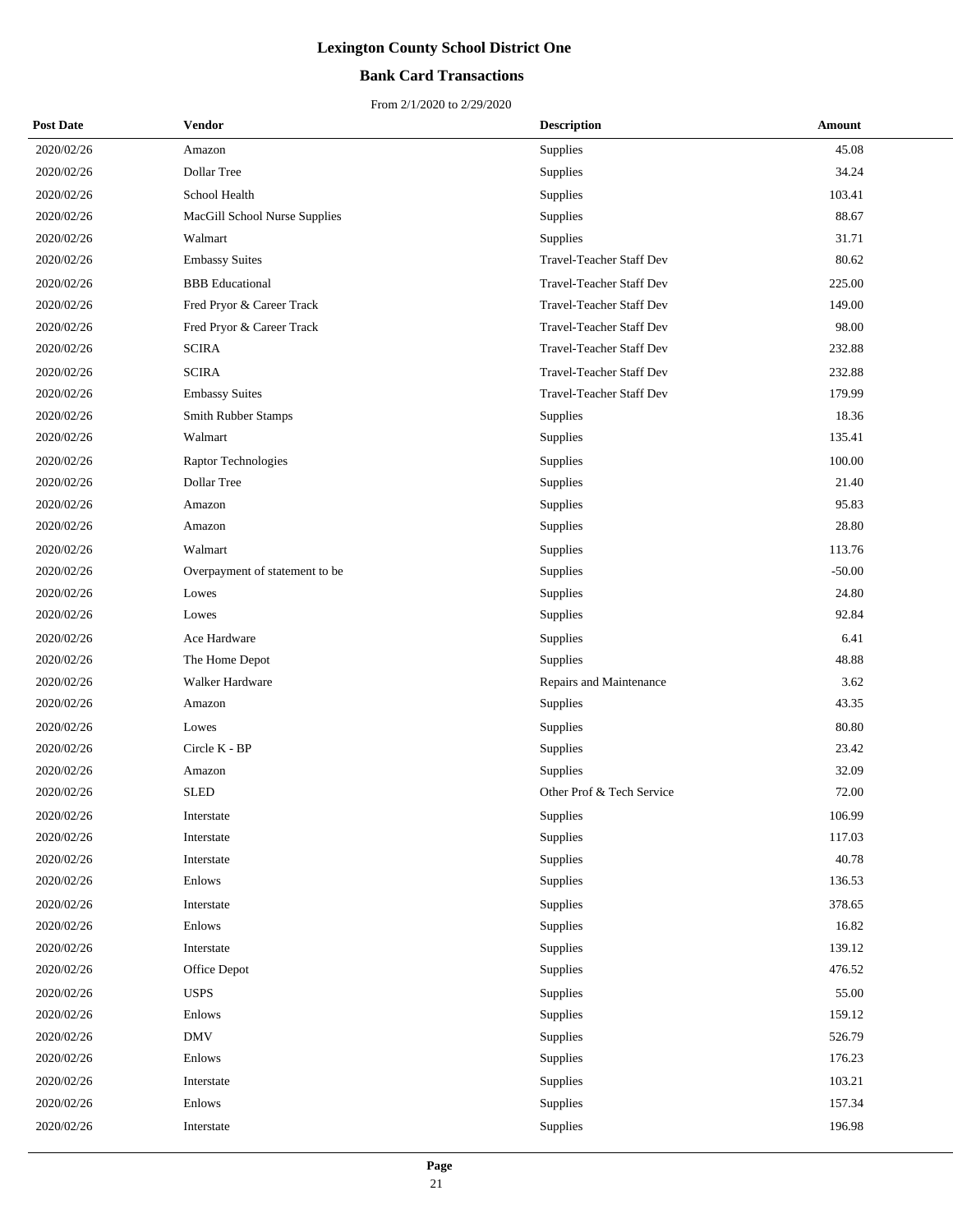# Lexington County School District One

## Bank Card Transactions

From 2/1/2020 to 2/29/2020

| Post Date | Vendor | Description | Amount |
|---|---|---|---|
| 2020/02/26 | Amazon | Supplies | 45.08 |
| 2020/02/26 | Dollar Tree | Supplies | 34.24 |
| 2020/02/26 | School Health | Supplies | 103.41 |
| 2020/02/26 | MacGill School Nurse Supplies | Supplies | 88.67 |
| 2020/02/26 | Walmart | Supplies | 31.71 |
| 2020/02/26 | Embassy Suites | Travel-Teacher Staff Dev | 80.62 |
| 2020/02/26 | BBB Educational | Travel-Teacher Staff Dev | 225.00 |
| 2020/02/26 | Fred Pryor & Career Track | Travel-Teacher Staff Dev | 149.00 |
| 2020/02/26 | Fred Pryor & Career Track | Travel-Teacher Staff Dev | 98.00 |
| 2020/02/26 | SCIRA | Travel-Teacher Staff Dev | 232.88 |
| 2020/02/26 | SCIRA | Travel-Teacher Staff Dev | 232.88 |
| 2020/02/26 | Embassy Suites | Travel-Teacher Staff Dev | 179.99 |
| 2020/02/26 | Smith Rubber Stamps | Supplies | 18.36 |
| 2020/02/26 | Walmart | Supplies | 135.41 |
| 2020/02/26 | Raptor Technologies | Supplies | 100.00 |
| 2020/02/26 | Dollar Tree | Supplies | 21.40 |
| 2020/02/26 | Amazon | Supplies | 95.83 |
| 2020/02/26 | Amazon | Supplies | 28.80 |
| 2020/02/26 | Walmart | Supplies | 113.76 |
| 2020/02/26 | Overpayment of statement to be | Supplies | -50.00 |
| 2020/02/26 | Lowes | Supplies | 24.80 |
| 2020/02/26 | Lowes | Supplies | 92.84 |
| 2020/02/26 | Ace Hardware | Supplies | 6.41 |
| 2020/02/26 | The Home Depot | Supplies | 48.88 |
| 2020/02/26 | Walker Hardware | Repairs and Maintenance | 3.62 |
| 2020/02/26 | Amazon | Supplies | 43.35 |
| 2020/02/26 | Lowes | Supplies | 80.80 |
| 2020/02/26 | Circle K - BP | Supplies | 23.42 |
| 2020/02/26 | Amazon | Supplies | 32.09 |
| 2020/02/26 | SLED | Other Prof & Tech Service | 72.00 |
| 2020/02/26 | Interstate | Supplies | 106.99 |
| 2020/02/26 | Interstate | Supplies | 117.03 |
| 2020/02/26 | Interstate | Supplies | 40.78 |
| 2020/02/26 | Enlows | Supplies | 136.53 |
| 2020/02/26 | Interstate | Supplies | 378.65 |
| 2020/02/26 | Enlows | Supplies | 16.82 |
| 2020/02/26 | Interstate | Supplies | 139.12 |
| 2020/02/26 | Office Depot | Supplies | 476.52 |
| 2020/02/26 | USPS | Supplies | 55.00 |
| 2020/02/26 | Enlows | Supplies | 159.12 |
| 2020/02/26 | DMV | Supplies | 526.79 |
| 2020/02/26 | Enlows | Supplies | 176.23 |
| 2020/02/26 | Interstate | Supplies | 103.21 |
| 2020/02/26 | Enlows | Supplies | 157.34 |
| 2020/02/26 | Interstate | Supplies | 196.98 |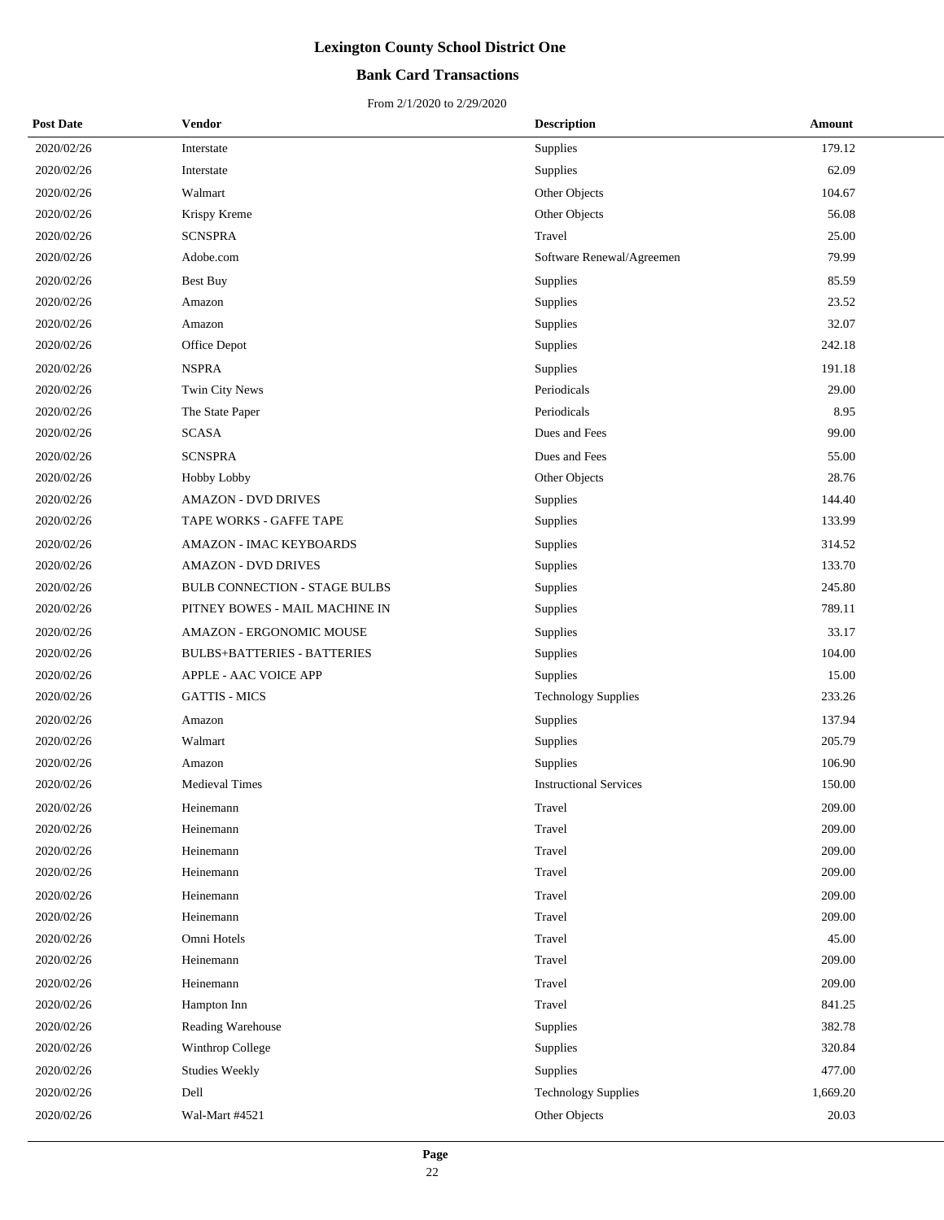# Lexington County School District One

## Bank Card Transactions

From 2/1/2020 to 2/29/2020

| Post Date | Vendor | Description | Amount |
|---|---|---|---|
| 2020/02/26 | Interstate | Supplies | 179.12 |
| 2020/02/26 | Interstate | Supplies | 62.09 |
| 2020/02/26 | Walmart | Other Objects | 104.67 |
| 2020/02/26 | Krispy Kreme | Other Objects | 56.08 |
| 2020/02/26 | SCNSPRA | Travel | 25.00 |
| 2020/02/26 | Adobe.com | Software Renewal/Agreemen | 79.99 |
| 2020/02/26 | Best Buy | Supplies | 85.59 |
| 2020/02/26 | Amazon | Supplies | 23.52 |
| 2020/02/26 | Amazon | Supplies | 32.07 |
| 2020/02/26 | Office Depot | Supplies | 242.18 |
| 2020/02/26 | NSPRA | Supplies | 191.18 |
| 2020/02/26 | Twin City News | Periodicals | 29.00 |
| 2020/02/26 | The State Paper | Periodicals | 8.95 |
| 2020/02/26 | SCASA | Dues and Fees | 99.00 |
| 2020/02/26 | SCNSPRA | Dues and Fees | 55.00 |
| 2020/02/26 | Hobby Lobby | Other Objects | 28.76 |
| 2020/02/26 | AMAZON - DVD DRIVES | Supplies | 144.40 |
| 2020/02/26 | TAPE WORKS - GAFFE TAPE | Supplies | 133.99 |
| 2020/02/26 | AMAZON - IMAC KEYBOARDS | Supplies | 314.52 |
| 2020/02/26 | AMAZON - DVD DRIVES | Supplies | 133.70 |
| 2020/02/26 | BULB CONNECTION - STAGE BULBS | Supplies | 245.80 |
| 2020/02/26 | PITNEY BOWES - MAIL MACHINE IN | Supplies | 789.11 |
| 2020/02/26 | AMAZON - ERGONOMIC MOUSE | Supplies | 33.17 |
| 2020/02/26 | BULBS+BATTERIES - BATTERIES | Supplies | 104.00 |
| 2020/02/26 | APPLE - AAC VOICE APP | Supplies | 15.00 |
| 2020/02/26 | GATTIS - MICS | Technology Supplies | 233.26 |
| 2020/02/26 | Amazon | Supplies | 137.94 |
| 2020/02/26 | Walmart | Supplies | 205.79 |
| 2020/02/26 | Amazon | Supplies | 106.90 |
| 2020/02/26 | Medieval Times | Instructional Services | 150.00 |
| 2020/02/26 | Heinemann | Travel | 209.00 |
| 2020/02/26 | Heinemann | Travel | 209.00 |
| 2020/02/26 | Heinemann | Travel | 209.00 |
| 2020/02/26 | Heinemann | Travel | 209.00 |
| 2020/02/26 | Heinemann | Travel | 209.00 |
| 2020/02/26 | Heinemann | Travel | 209.00 |
| 2020/02/26 | Omni Hotels | Travel | 45.00 |
| 2020/02/26 | Heinemann | Travel | 209.00 |
| 2020/02/26 | Heinemann | Travel | 209.00 |
| 2020/02/26 | Hampton Inn | Travel | 841.25 |
| 2020/02/26 | Reading Warehouse | Supplies | 382.78 |
| 2020/02/26 | Winthrop College | Supplies | 320.84 |
| 2020/02/26 | Studies Weekly | Supplies | 477.00 |
| 2020/02/26 | Dell | Technology Supplies | 1,669.20 |
| 2020/02/26 | Wal-Mart #4521 | Other Objects | 20.03 |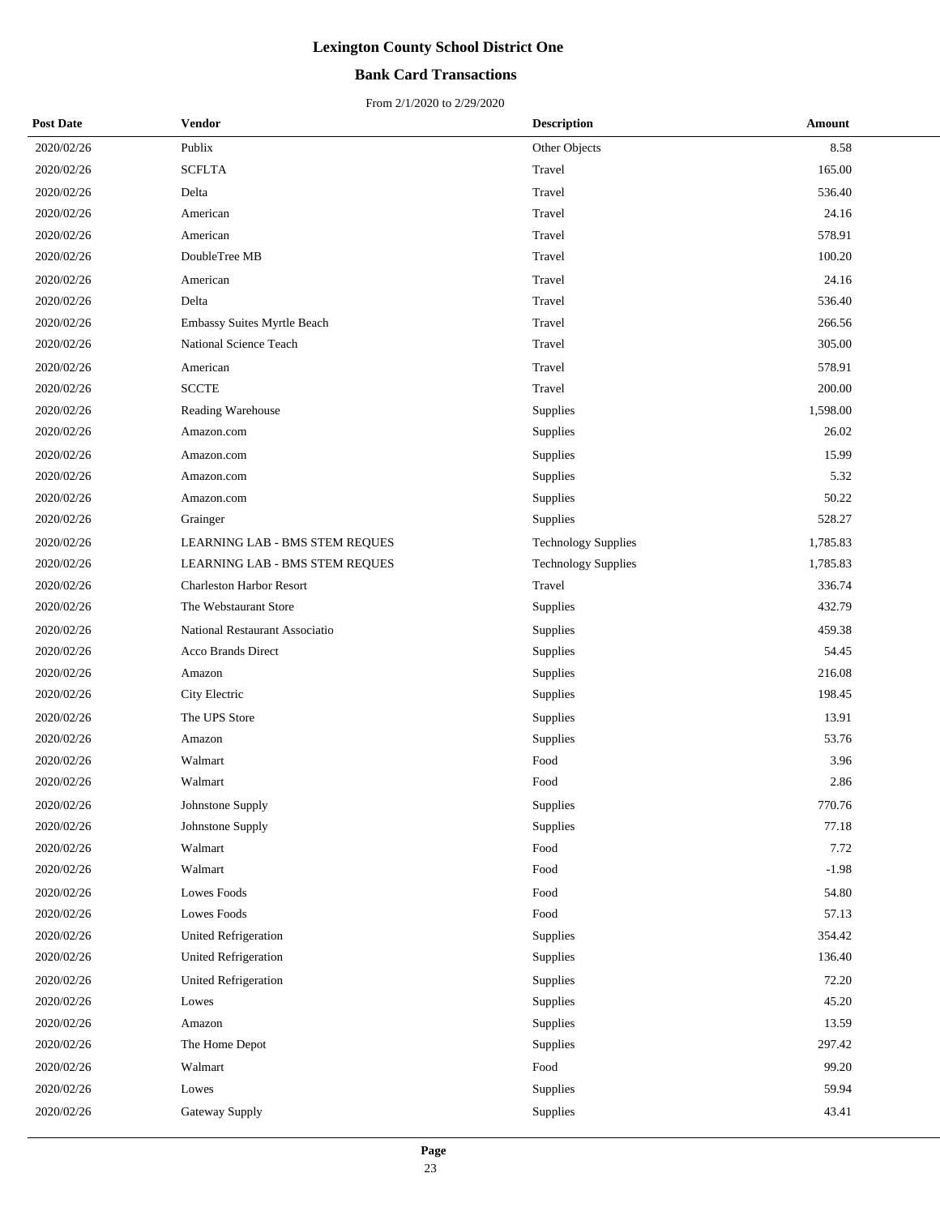# Lexington County School District One

## Bank Card Transactions

From 2/1/2020 to 2/29/2020

| Post Date | Vendor | Description | Amount |
|---|---|---|---|
| 2020/02/26 | Publix | Other Objects | 8.58 |
| 2020/02/26 | SCFLTA | Travel | 165.00 |
| 2020/02/26 | Delta | Travel | 536.40 |
| 2020/02/26 | American | Travel | 24.16 |
| 2020/02/26 | American | Travel | 578.91 |
| 2020/02/26 | DoubleTree MB | Travel | 100.20 |
| 2020/02/26 | American | Travel | 24.16 |
| 2020/02/26 | Delta | Travel | 536.40 |
| 2020/02/26 | Embassy Suites Myrtle Beach | Travel | 266.56 |
| 2020/02/26 | National Science Teach | Travel | 305.00 |
| 2020/02/26 | American | Travel | 578.91 |
| 2020/02/26 | SCCTE | Travel | 200.00 |
| 2020/02/26 | Reading Warehouse | Supplies | 1,598.00 |
| 2020/02/26 | Amazon.com | Supplies | 26.02 |
| 2020/02/26 | Amazon.com | Supplies | 15.99 |
| 2020/02/26 | Amazon.com | Supplies | 5.32 |
| 2020/02/26 | Amazon.com | Supplies | 50.22 |
| 2020/02/26 | Grainger | Supplies | 528.27 |
| 2020/02/26 | LEARNING LAB - BMS STEM REQUES | Technology Supplies | 1,785.83 |
| 2020/02/26 | LEARNING LAB - BMS STEM REQUES | Technology Supplies | 1,785.83 |
| 2020/02/26 | Charleston Harbor Resort | Travel | 336.74 |
| 2020/02/26 | The Webstaurant Store | Supplies | 432.79 |
| 2020/02/26 | National Restaurant Associatio | Supplies | 459.38 |
| 2020/02/26 | Acco Brands Direct | Supplies | 54.45 |
| 2020/02/26 | Amazon | Supplies | 216.08 |
| 2020/02/26 | City Electric | Supplies | 198.45 |
| 2020/02/26 | The UPS Store | Supplies | 13.91 |
| 2020/02/26 | Amazon | Supplies | 53.76 |
| 2020/02/26 | Walmart | Food | 3.96 |
| 2020/02/26 | Walmart | Food | 2.86 |
| 2020/02/26 | Johnstone Supply | Supplies | 770.76 |
| 2020/02/26 | Johnstone Supply | Supplies | 77.18 |
| 2020/02/26 | Walmart | Food | 7.72 |
| 2020/02/26 | Walmart | Food | -1.98 |
| 2020/02/26 | Lowes Foods | Food | 54.80 |
| 2020/02/26 | Lowes Foods | Food | 57.13 |
| 2020/02/26 | United Refrigeration | Supplies | 354.42 |
| 2020/02/26 | United Refrigeration | Supplies | 136.40 |
| 2020/02/26 | United Refrigeration | Supplies | 72.20 |
| 2020/02/26 | Lowes | Supplies | 45.20 |
| 2020/02/26 | Amazon | Supplies | 13.59 |
| 2020/02/26 | The Home Depot | Supplies | 297.42 |
| 2020/02/26 | Walmart | Food | 99.20 |
| 2020/02/26 | Lowes | Supplies | 59.94 |
| 2020/02/26 | Gateway Supply | Supplies | 43.41 |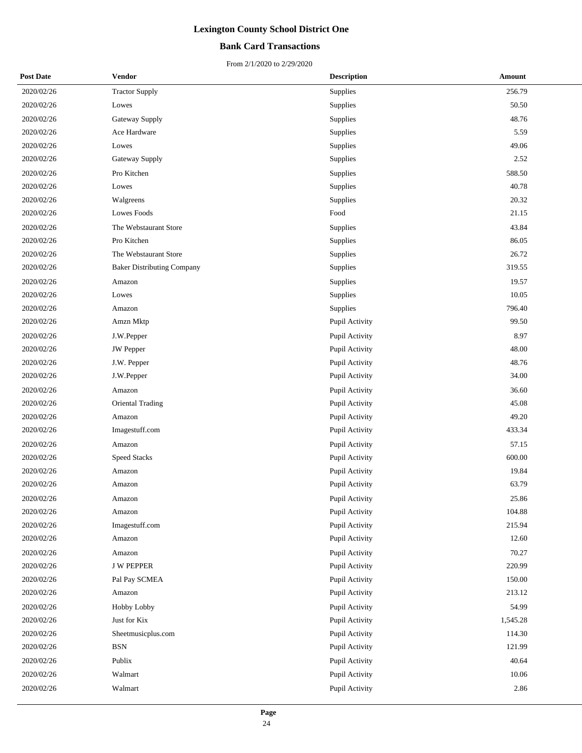# Lexington County School District One

## Bank Card Transactions

From 2/1/2020 to 2/29/2020

| Post Date | Vendor | Description | Amount |
|---|---|---|---|
| 2020/02/26 | Tractor Supply | Supplies | 256.79 |
| 2020/02/26 | Lowes | Supplies | 50.50 |
| 2020/02/26 | Gateway Supply | Supplies | 48.76 |
| 2020/02/26 | Ace Hardware | Supplies | 5.59 |
| 2020/02/26 | Lowes | Supplies | 49.06 |
| 2020/02/26 | Gateway Supply | Supplies | 2.52 |
| 2020/02/26 | Pro Kitchen | Supplies | 588.50 |
| 2020/02/26 | Lowes | Supplies | 40.78 |
| 2020/02/26 | Walgreens | Supplies | 20.32 |
| 2020/02/26 | Lowes Foods | Food | 21.15 |
| 2020/02/26 | The Webstaurant Store | Supplies | 43.84 |
| 2020/02/26 | Pro Kitchen | Supplies | 86.05 |
| 2020/02/26 | The Webstaurant Store | Supplies | 26.72 |
| 2020/02/26 | Baker Distributing Company | Supplies | 319.55 |
| 2020/02/26 | Amazon | Supplies | 19.57 |
| 2020/02/26 | Lowes | Supplies | 10.05 |
| 2020/02/26 | Amazon | Supplies | 796.40 |
| 2020/02/26 | Amzn Mktp | Pupil Activity | 99.50 |
| 2020/02/26 | J.W.Pepper | Pupil Activity | 8.97 |
| 2020/02/26 | JW Pepper | Pupil Activity | 48.00 |
| 2020/02/26 | J.W. Pepper | Pupil Activity | 48.76 |
| 2020/02/26 | J.W.Pepper | Pupil Activity | 34.00 |
| 2020/02/26 | Amazon | Pupil Activity | 36.60 |
| 2020/02/26 | Oriental Trading | Pupil Activity | 45.08 |
| 2020/02/26 | Amazon | Pupil Activity | 49.20 |
| 2020/02/26 | Imagestuff.com | Pupil Activity | 433.34 |
| 2020/02/26 | Amazon | Pupil Activity | 57.15 |
| 2020/02/26 | Speed Stacks | Pupil Activity | 600.00 |
| 2020/02/26 | Amazon | Pupil Activity | 19.84 |
| 2020/02/26 | Amazon | Pupil Activity | 63.79 |
| 2020/02/26 | Amazon | Pupil Activity | 25.86 |
| 2020/02/26 | Amazon | Pupil Activity | 104.88 |
| 2020/02/26 | Imagestuff.com | Pupil Activity | 215.94 |
| 2020/02/26 | Amazon | Pupil Activity | 12.60 |
| 2020/02/26 | Amazon | Pupil Activity | 70.27 |
| 2020/02/26 | J W PEPPER | Pupil Activity | 220.99 |
| 2020/02/26 | Pal Pay SCMEA | Pupil Activity | 150.00 |
| 2020/02/26 | Amazon | Pupil Activity | 213.12 |
| 2020/02/26 | Hobby Lobby | Pupil Activity | 54.99 |
| 2020/02/26 | Just for Kix | Pupil Activity | 1,545.28 |
| 2020/02/26 | Sheetmusicplus.com | Pupil Activity | 114.30 |
| 2020/02/26 | BSN | Pupil Activity | 121.99 |
| 2020/02/26 | Publix | Pupil Activity | 40.64 |
| 2020/02/26 | Walmart | Pupil Activity | 10.06 |
| 2020/02/26 | Walmart | Pupil Activity | 2.86 |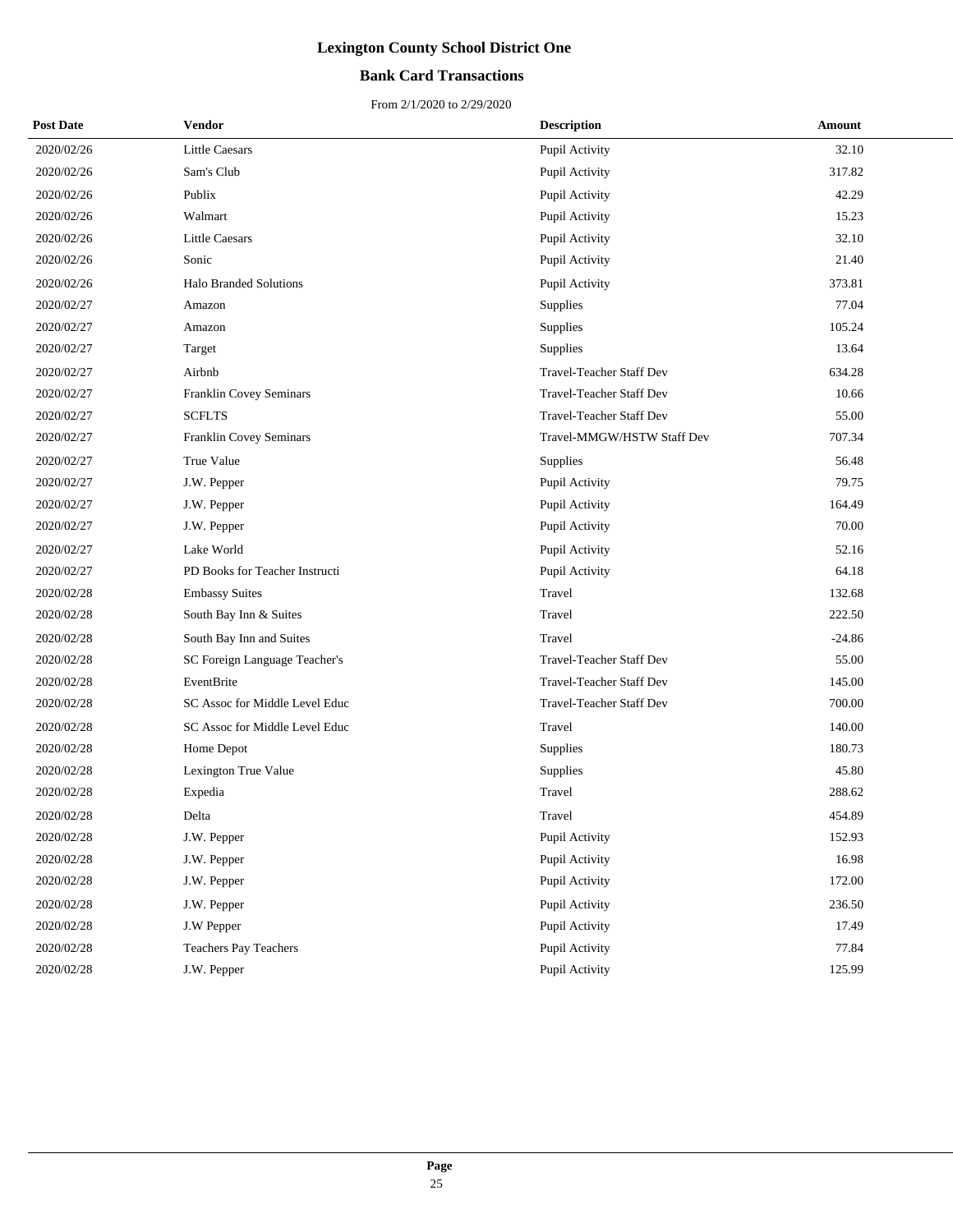# Lexington County School District One

## Bank Card Transactions

From 2/1/2020 to 2/29/2020

| Post Date | Vendor | Description | Amount |
|---|---|---|---|
| 2020/02/26 | Little Caesars | Pupil Activity | 32.10 |
| 2020/02/26 | Sam's Club | Pupil Activity | 317.82 |
| 2020/02/26 | Publix | Pupil Activity | 42.29 |
| 2020/02/26 | Walmart | Pupil Activity | 15.23 |
| 2020/02/26 | Little Caesars | Pupil Activity | 32.10 |
| 2020/02/26 | Sonic | Pupil Activity | 21.40 |
| 2020/02/26 | Halo Branded Solutions | Pupil Activity | 373.81 |
| 2020/02/27 | Amazon | Supplies | 77.04 |
| 2020/02/27 | Amazon | Supplies | 105.24 |
| 2020/02/27 | Target | Supplies | 13.64 |
| 2020/02/27 | Airbnb | Travel-Teacher Staff Dev | 634.28 |
| 2020/02/27 | Franklin Covey Seminars | Travel-Teacher Staff Dev | 10.66 |
| 2020/02/27 | SCFLTS | Travel-Teacher Staff Dev | 55.00 |
| 2020/02/27 | Franklin Covey Seminars | Travel-MMGW/HSTW Staff Dev | 707.34 |
| 2020/02/27 | True Value | Supplies | 56.48 |
| 2020/02/27 | J.W. Pepper | Pupil Activity | 79.75 |
| 2020/02/27 | J.W. Pepper | Pupil Activity | 164.49 |
| 2020/02/27 | J.W. Pepper | Pupil Activity | 70.00 |
| 2020/02/27 | Lake World | Pupil Activity | 52.16 |
| 2020/02/27 | PD Books for Teacher Instructi | Pupil Activity | 64.18 |
| 2020/02/28 | Embassy Suites | Travel | 132.68 |
| 2020/02/28 | South Bay Inn & Suites | Travel | 222.50 |
| 2020/02/28 | South Bay Inn and Suites | Travel | -24.86 |
| 2020/02/28 | SC Foreign Language Teacher's | Travel-Teacher Staff Dev | 55.00 |
| 2020/02/28 | EventBrite | Travel-Teacher Staff Dev | 145.00 |
| 2020/02/28 | SC Assoc for Middle Level Educ | Travel-Teacher Staff Dev | 700.00 |
| 2020/02/28 | SC Assoc for Middle Level Educ | Travel | 140.00 |
| 2020/02/28 | Home Depot | Supplies | 180.73 |
| 2020/02/28 | Lexington True Value | Supplies | 45.80 |
| 2020/02/28 | Expedia | Travel | 288.62 |
| 2020/02/28 | Delta | Travel | 454.89 |
| 2020/02/28 | J.W. Pepper | Pupil Activity | 152.93 |
| 2020/02/28 | J.W. Pepper | Pupil Activity | 16.98 |
| 2020/02/28 | J.W. Pepper | Pupil Activity | 172.00 |
| 2020/02/28 | J.W. Pepper | Pupil Activity | 236.50 |
| 2020/02/28 | J.W Pepper | Pupil Activity | 17.49 |
| 2020/02/28 | Teachers Pay Teachers | Pupil Activity | 77.84 |
| 2020/02/28 | J.W. Pepper | Pupil Activity | 125.99 |